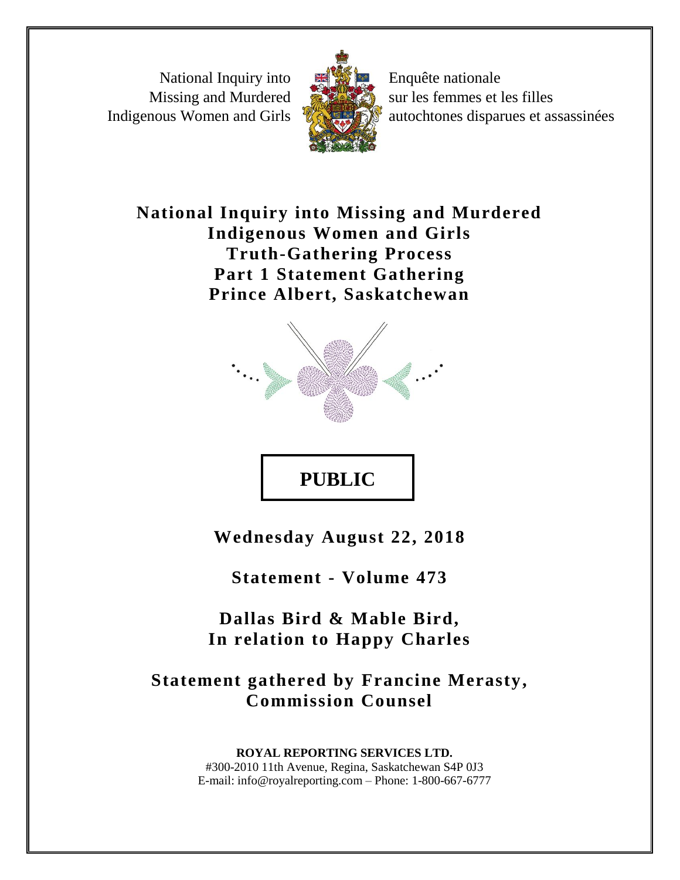National Inquiry into Missing and Murdered Indigenous Women and Girls

Enquête nationale sur les femmes et les filles autochtones disparues et assassinées

# National Inquiry into Missing and Murdered Indigenous Women and Girls Truth-Gathering Process Part 1 Statement Gathering Prince Albert, Saskatchewan

**PUBLIC**

**Wednesday August 22, 2018**

**Statement - Volume 473**

**Dallas Bird & Mable Bird, In relation to Happy Charles**

**Statement gathered by Francine Merasty, Commission Counsel**

**ROYAL REPORTING SERVICES LTD.**
#300-2010 11th Avenue, Regina, Saskatchewan S4P 0J3
E-mail: info@royalreporting.com – Phone: 1-800-667-6777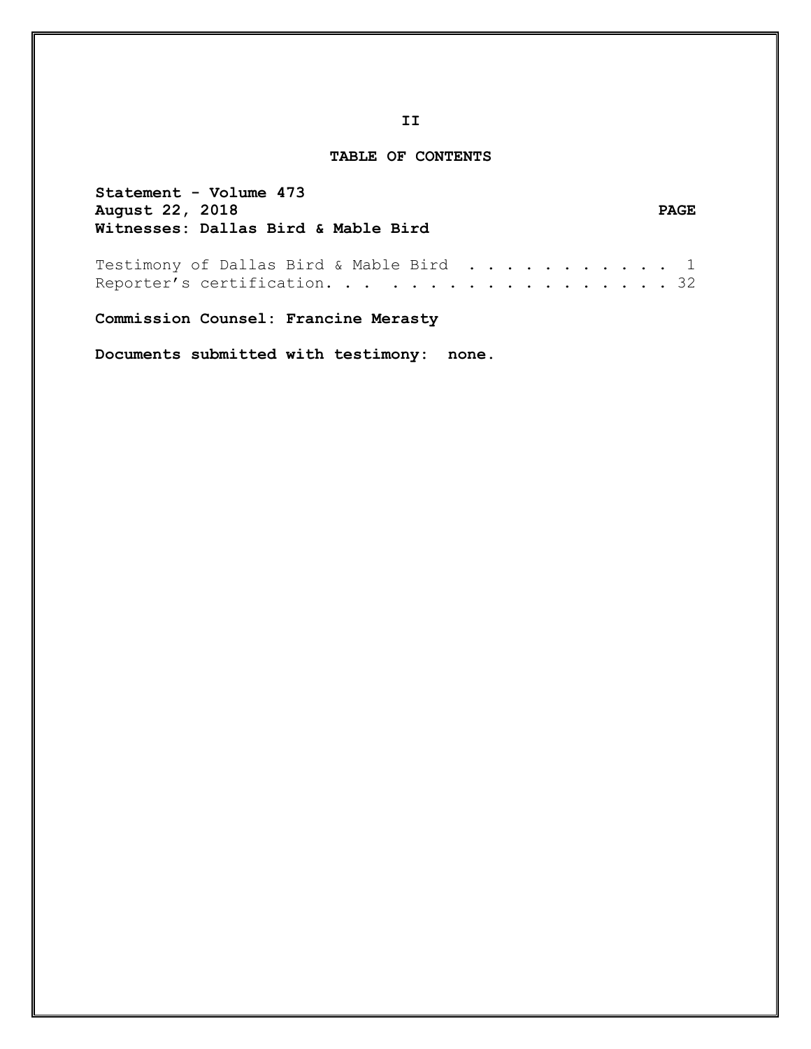## TABLE OF CONTENTS

**Statement - Volume 473**
**August 22, 2018** **PAGE**
**Witnesses: Dallas Bird & Mable Bird**

Testimony of Dallas Bird & Mable Bird . . . . . . . . . . . 1
Reporter's certification. . . . . . . . . . . . . . . . . . 32

**Commission Counsel: Francine Merasty**

**Documents submitted with testimony: none.**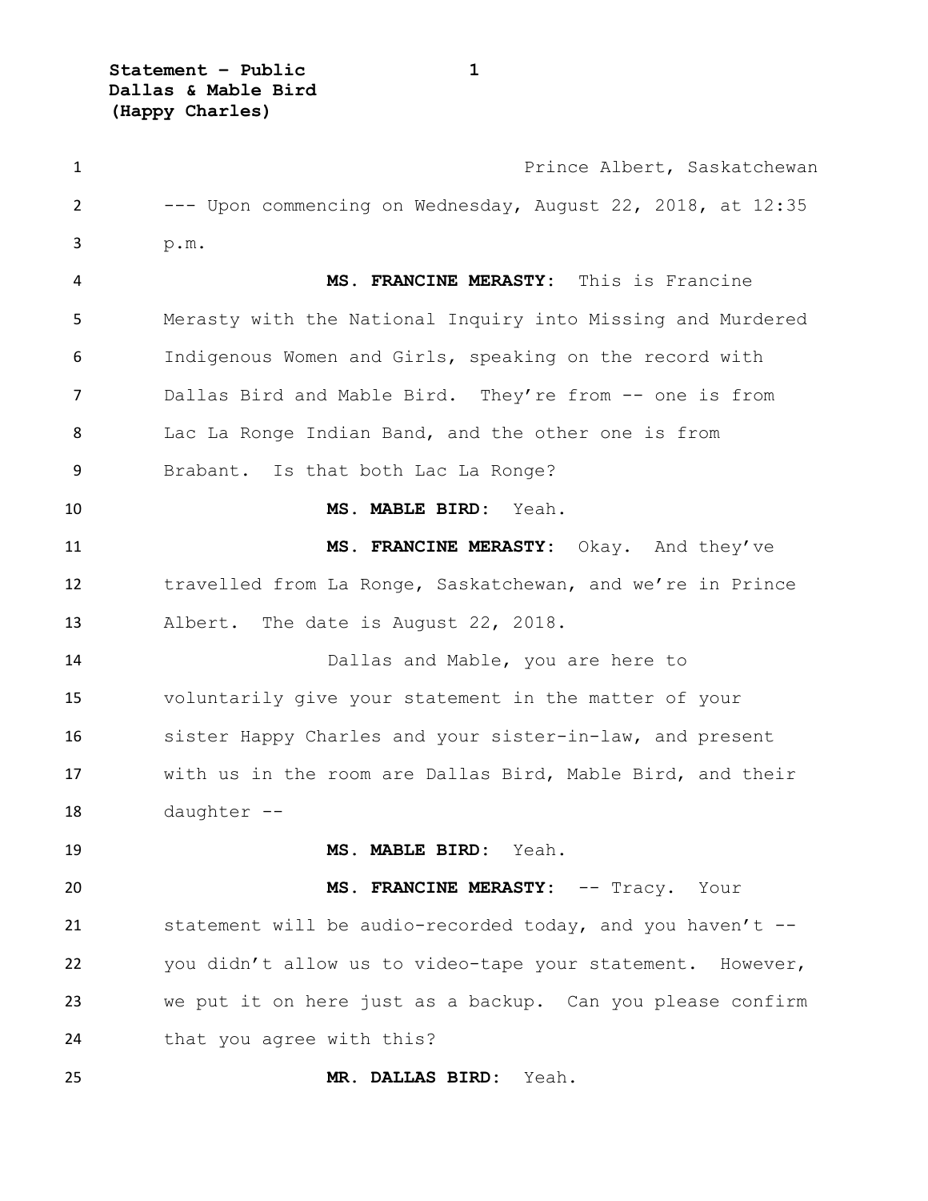Prince Albert, Saskatchewan

--- Upon commencing on Wednesday, August 22, 2018, at 12:35 p.m.

**MS. FRANCINE MERASTY:** This is Francine Merasty with the National Inquiry into Missing and Murdered Indigenous Women and Girls, speaking on the record with Dallas Bird and Mable Bird. They're from -- one is from Lac La Ronge Indian Band, and the other one is from Brabant. Is that both Lac La Ronge?

**MS. MABLE BIRD:** Yeah.

**MS. FRANCINE MERASTY:** Okay. And they've travelled from La Ronge, Saskatchewan, and we're in Prince Albert. The date is August 22, 2018.

Dallas and Mable, you are here to voluntarily give your statement in the matter of your sister Happy Charles and your sister-in-law, and present with us in the room are Dallas Bird, Mable Bird, and their daughter --

**MS. MABLE BIRD:** Yeah.

**MS. FRANCINE MERASTY:** -- Tracy. Your statement will be audio-recorded today, and you haven't -- you didn't allow us to video-tape your statement. However, we put it on here just as a backup. Can you please confirm that you agree with this?

**MR. DALLAS BIRD:** Yeah.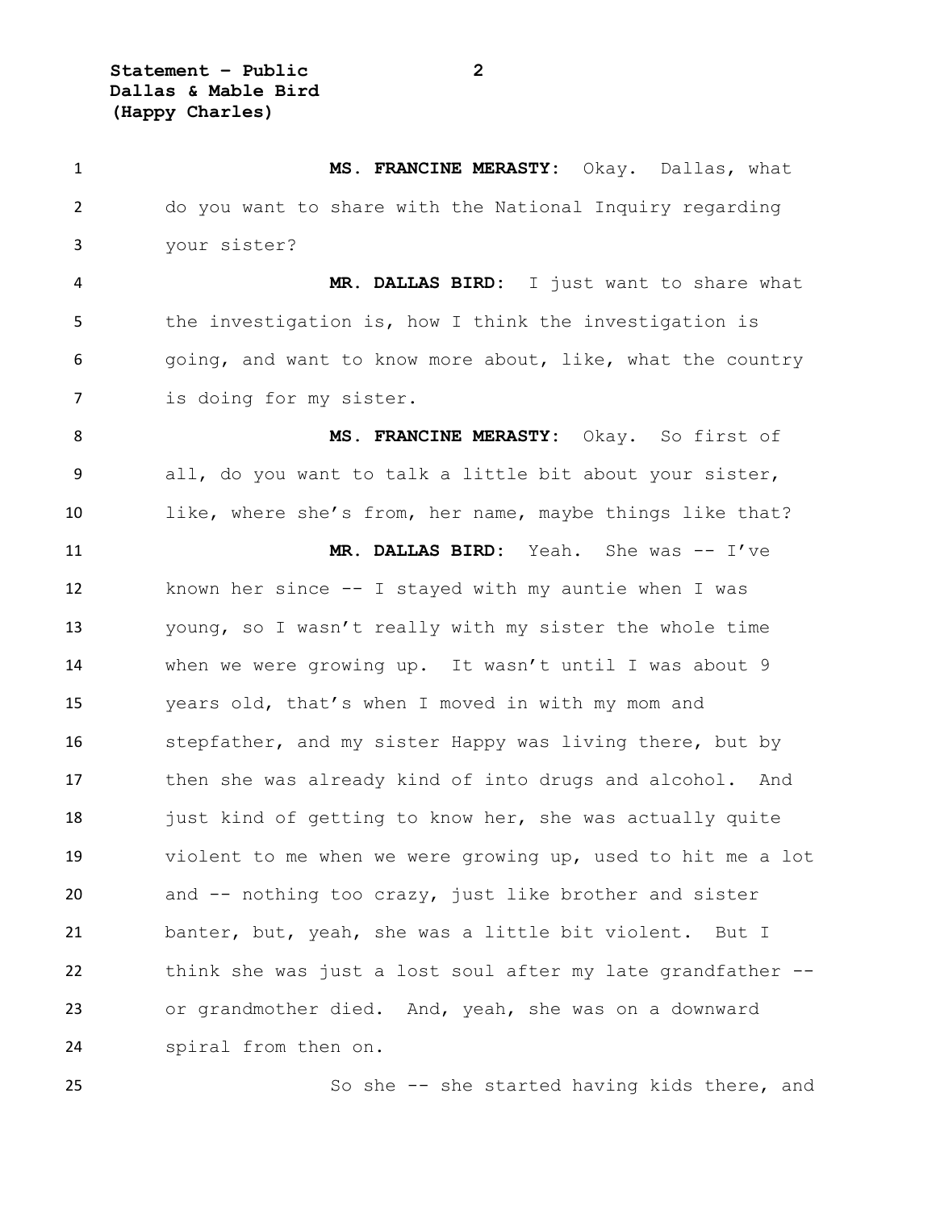**MS. FRANCINE MERASTY:** Okay. Dallas, what do you want to share with the National Inquiry regarding your sister?

**MR. DALLAS BIRD:** I just want to share what the investigation is, how I think the investigation is going, and want to know more about, like, what the country is doing for my sister.

**MS. FRANCINE MERASTY:** Okay. So first of all, do you want to talk a little bit about your sister, like, where she's from, her name, maybe things like that?

**MR. DALLAS BIRD:** Yeah. She was -- I've known her since -- I stayed with my auntie when I was young, so I wasn't really with my sister the whole time when we were growing up. It wasn't until I was about 9 years old, that's when I moved in with my mom and stepfather, and my sister Happy was living there, but by then she was already kind of into drugs and alcohol. And just kind of getting to know her, she was actually quite violent to me when we were growing up, used to hit me a lot and -- nothing too crazy, just like brother and sister banter, but, yeah, she was a little bit violent. But I think she was just a lost soul after my late grandfather -- or grandmother died. And, yeah, she was on a downward spiral from then on.

So she -- she started having kids there, and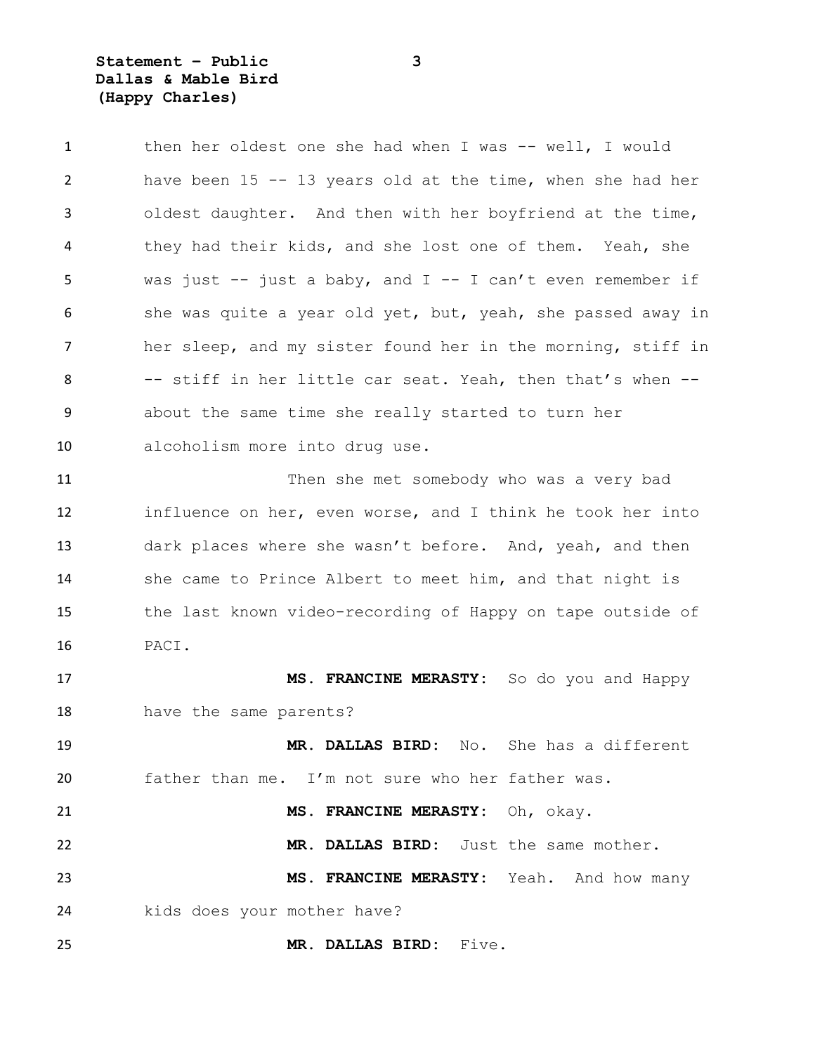then her oldest one she had when I was -- well, I would have been 15 -- 13 years old at the time, when she had her oldest daughter. And then with her boyfriend at the time, they had their kids, and she lost one of them. Yeah, she was just -- just a baby, and I -- I can't even remember if she was quite a year old yet, but, yeah, she passed away in her sleep, and my sister found her in the morning, stiff in -- stiff in her little car seat. Yeah, then that's when -- about the same time she really started to turn her alcoholism more into drug use.

Then she met somebody who was a very bad influence on her, even worse, and I think he took her into dark places where she wasn't before. And, yeah, and then she came to Prince Albert to meet him, and that night is the last known video-recording of Happy on tape outside of PACI.

**MS. FRANCINE MERASTY:** So do you and Happy have the same parents?

**MR. DALLAS BIRD:** No. She has a different father than me. I'm not sure who her father was.

**MS. FRANCINE MERASTY:** Oh, okay.

**MR. DALLAS BIRD:** Just the same mother.

**MS. FRANCINE MERASTY:** Yeah. And how many kids does your mother have?

**MR. DALLAS BIRD:** Five.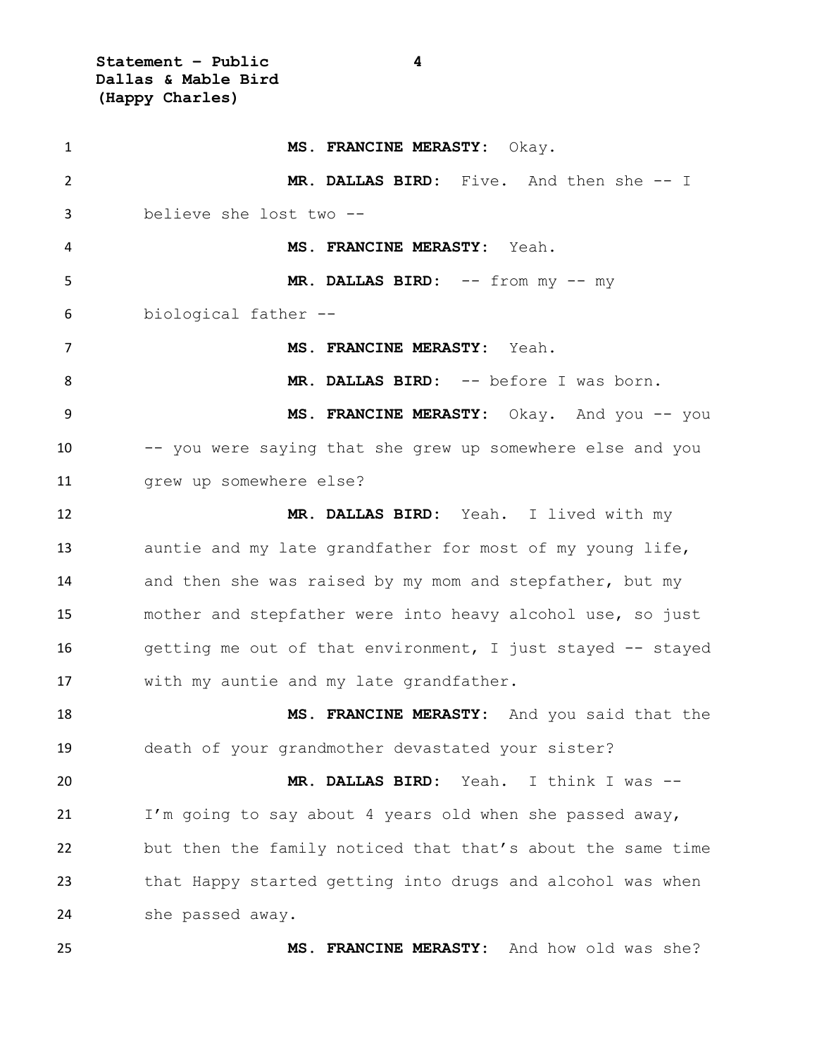**MS. FRANCINE MERASTY:** Okay.

**MR. DALLAS BIRD:** Five. And then she -- I believe she lost two --

**MS. FRANCINE MERASTY:** Yeah.

**MR. DALLAS BIRD:** -- from my -- my biological father --

**MS. FRANCINE MERASTY:** Yeah.

**MR. DALLAS BIRD:** -- before I was born.

**MS. FRANCINE MERASTY:** Okay. And you -- you -- you were saying that she grew up somewhere else and you grew up somewhere else?

**MR. DALLAS BIRD:** Yeah. I lived with my auntie and my late grandfather for most of my young life, and then she was raised by my mom and stepfather, but my mother and stepfather were into heavy alcohol use, so just getting me out of that environment, I just stayed -- stayed with my auntie and my late grandfather.

**MS. FRANCINE MERASTY:** And you said that the death of your grandmother devastated your sister?

**MR. DALLAS BIRD:** Yeah. I think I was -- I'm going to say about 4 years old when she passed away, but then the family noticed that that's about the same time that Happy started getting into drugs and alcohol was when she passed away.

**MS. FRANCINE MERASTY:** And how old was she?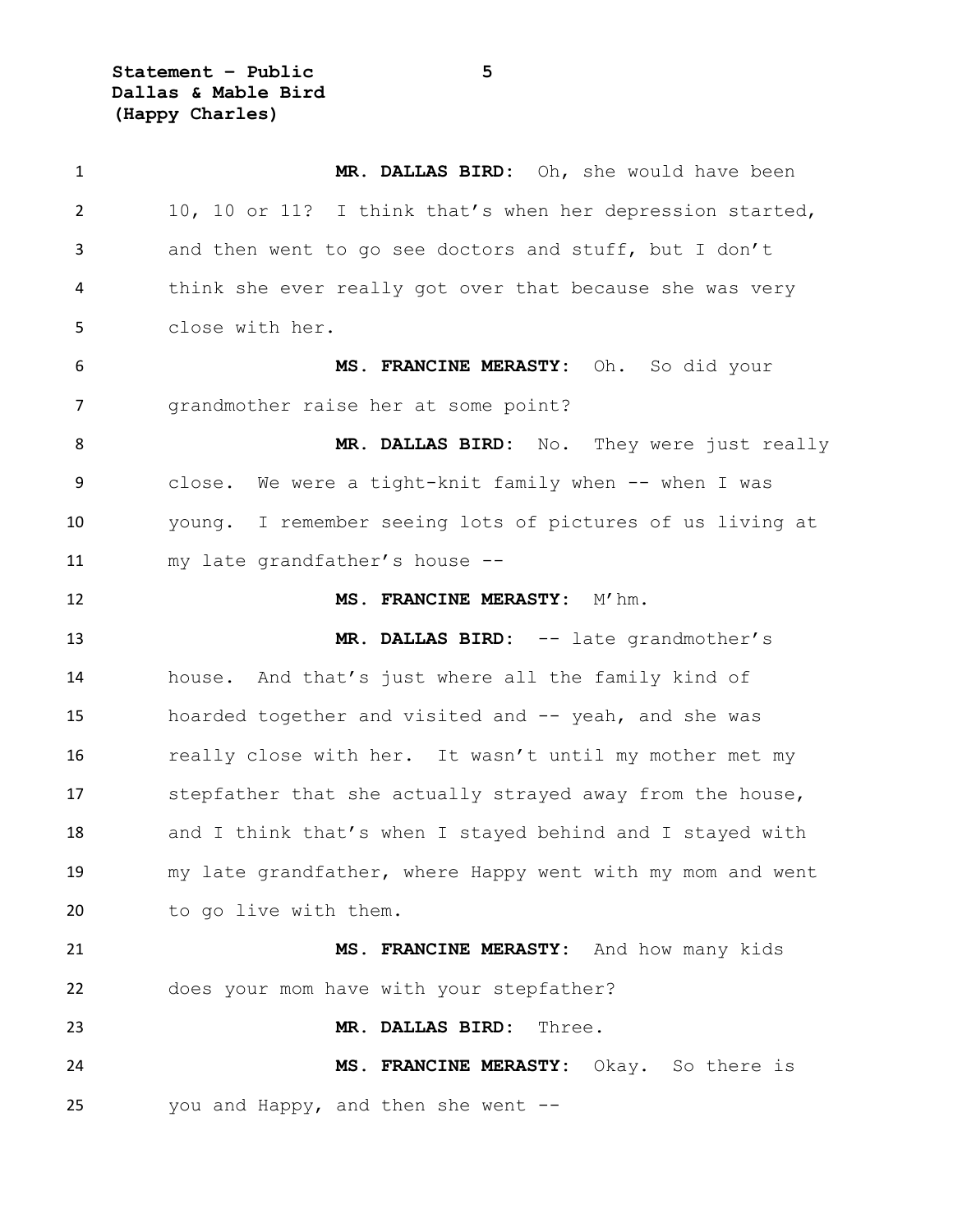**MR. DALLAS BIRD:** Oh, she would have been 10, 10 or 11? I think that's when her depression started, and then went to go see doctors and stuff, but I don't think she ever really got over that because she was very close with her.

**MS. FRANCINE MERASTY:** Oh. So did your grandmother raise her at some point?

**MR. DALLAS BIRD:** No. They were just really close. We were a tight-knit family when -- when I was young. I remember seeing lots of pictures of us living at my late grandfather's house --

**MS. FRANCINE MERASTY:** M'hm.

**MR. DALLAS BIRD:** -- late grandmother's house. And that's just where all the family kind of hoarded together and visited and -- yeah, and she was really close with her. It wasn't until my mother met my stepfather that she actually strayed away from the house, and I think that's when I stayed behind and I stayed with my late grandfather, where Happy went with my mom and went to go live with them.

**MS. FRANCINE MERASTY:** And how many kids does your mom have with your stepfather?

**MR. DALLAS BIRD:** Three.

**MS. FRANCINE MERASTY:** Okay. So there is you and Happy, and then she went --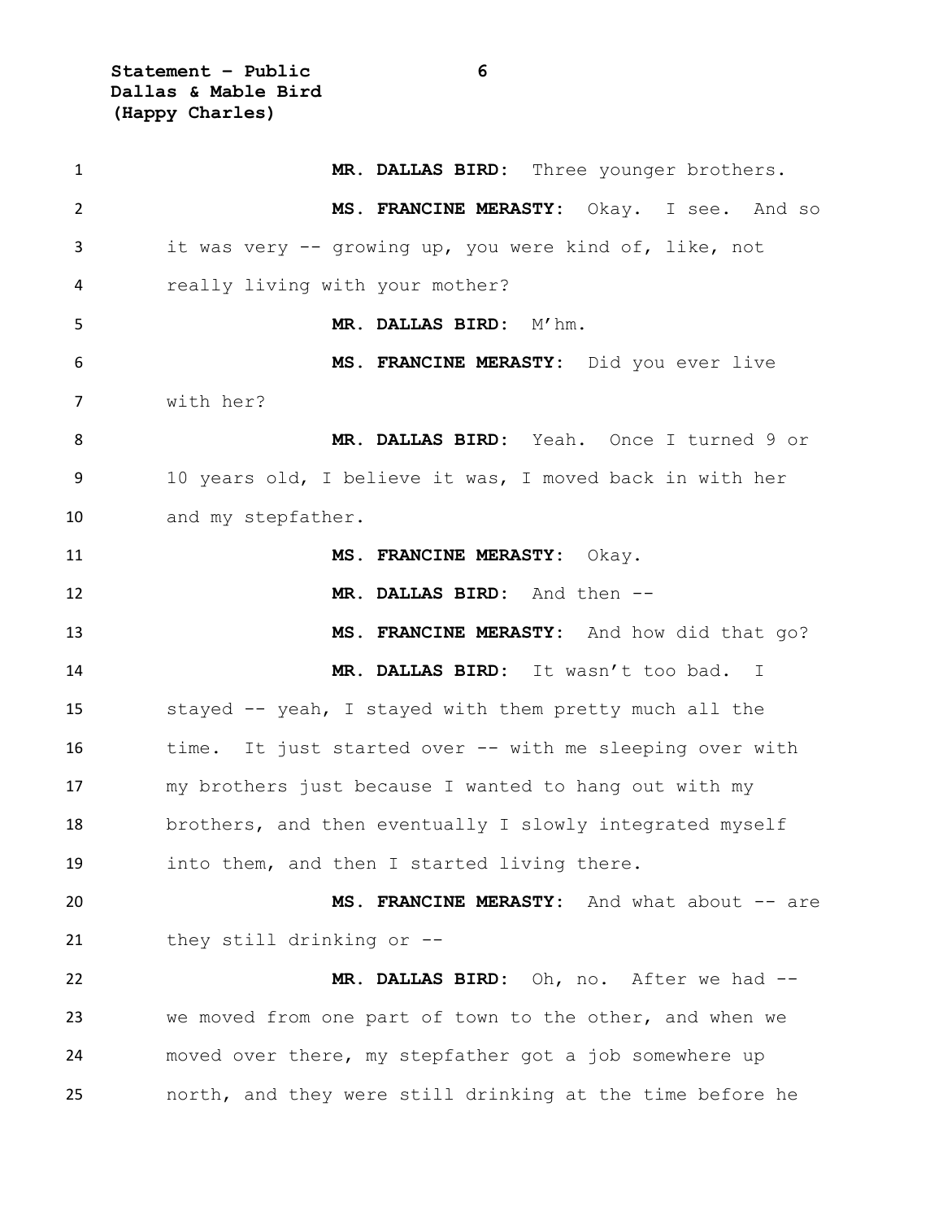**MR. DALLAS BIRD:** Three younger brothers.

**MS. FRANCINE MERASTY:** Okay. I see. And so it was very -- growing up, you were kind of, like, not really living with your mother?

**MR. DALLAS BIRD:** M'hm.

**MS. FRANCINE MERASTY:** Did you ever live with her?

**MR. DALLAS BIRD:** Yeah. Once I turned 9 or 10 years old, I believe it was, I moved back in with her and my stepfather.

**MS. FRANCINE MERASTY:** Okay.

**MR. DALLAS BIRD:** And then --

**MS. FRANCINE MERASTY:** And how did that go?

**MR. DALLAS BIRD:** It wasn't too bad. I stayed -- yeah, I stayed with them pretty much all the time. It just started over -- with me sleeping over with my brothers just because I wanted to hang out with my brothers, and then eventually I slowly integrated myself into them, and then I started living there.

**MS. FRANCINE MERASTY:** And what about -- are they still drinking or --

**MR. DALLAS BIRD:** Oh, no. After we had -- we moved from one part of town to the other, and when we moved over there, my stepfather got a job somewhere up north, and they were still drinking at the time before he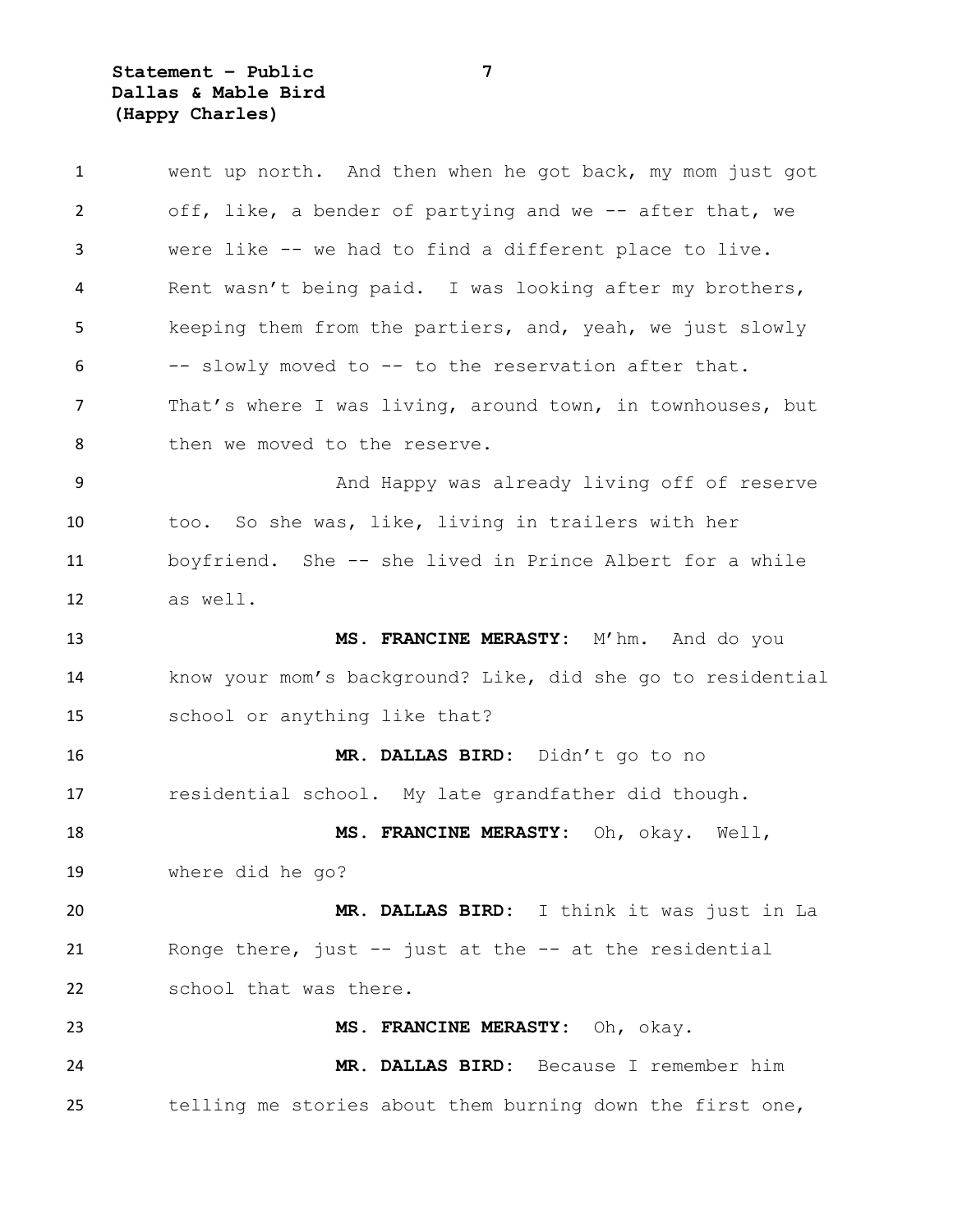went up north. And then when he got back, my mom just got off, like, a bender of partying and we -- after that, we were like -- we had to find a different place to live. Rent wasn't being paid. I was looking after my brothers, keeping them from the partiers, and, yeah, we just slowly -- slowly moved to -- to the reservation after that. That's where I was living, around town, in townhouses, but then we moved to the reserve.

And Happy was already living off of reserve too. So she was, like, living in trailers with her boyfriend. She -- she lived in Prince Albert for a while as well.

**MS. FRANCINE MERASTY:** M'hm. And do you know your mom's background? Like, did she go to residential school or anything like that?

**MR. DALLAS BIRD:** Didn't go to no residential school. My late grandfather did though.

**MS. FRANCINE MERASTY:** Oh, okay. Well, where did he go?

**MR. DALLAS BIRD:** I think it was just in La Ronge there, just -- just at the -- at the residential school that was there.

**MS. FRANCINE MERASTY:** Oh, okay.

**MR. DALLAS BIRD:** Because I remember him telling me stories about them burning down the first one,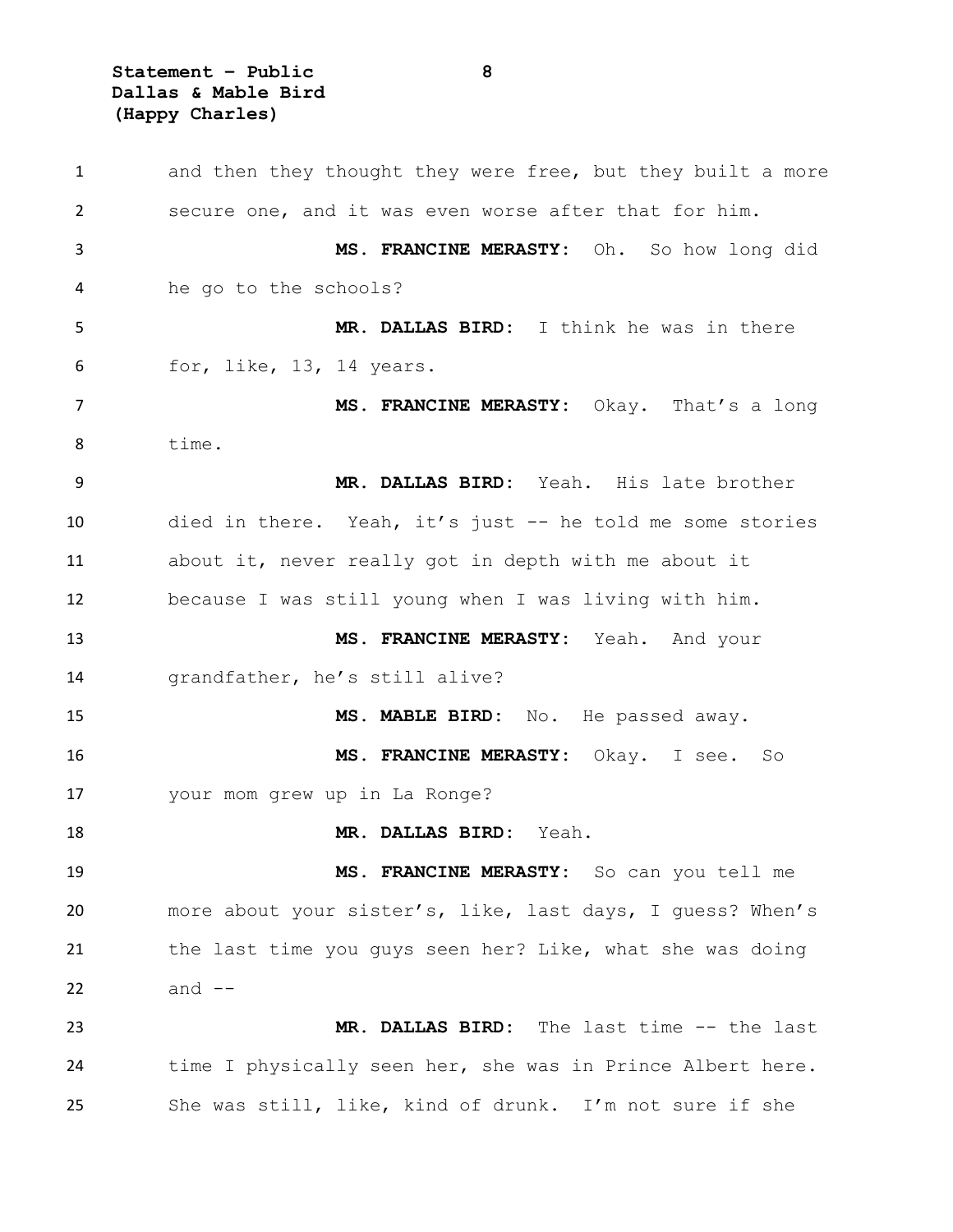and then they thought they were free, but they built a more secure one, and it was even worse after that for him.

**MS. FRANCINE MERASTY:** Oh. So how long did he go to the schools?

**MR. DALLAS BIRD:** I think he was in there for, like, 13, 14 years.

**MS. FRANCINE MERASTY:** Okay. That's a long time.

**MR. DALLAS BIRD:** Yeah. His late brother died in there. Yeah, it's just -- he told me some stories about it, never really got in depth with me about it because I was still young when I was living with him.

**MS. FRANCINE MERASTY:** Yeah. And your grandfather, he's still alive?

**MS. MABLE BIRD:** No. He passed away.

**MS. FRANCINE MERASTY:** Okay. I see. So your mom grew up in La Ronge?

**MR. DALLAS BIRD:** Yeah.

**MS. FRANCINE MERASTY:** So can you tell me more about your sister's, like, last days, I guess? When's the last time you guys seen her? Like, what she was doing and --

**MR. DALLAS BIRD:** The last time -- the last time I physically seen her, she was in Prince Albert here. She was still, like, kind of drunk. I'm not sure if she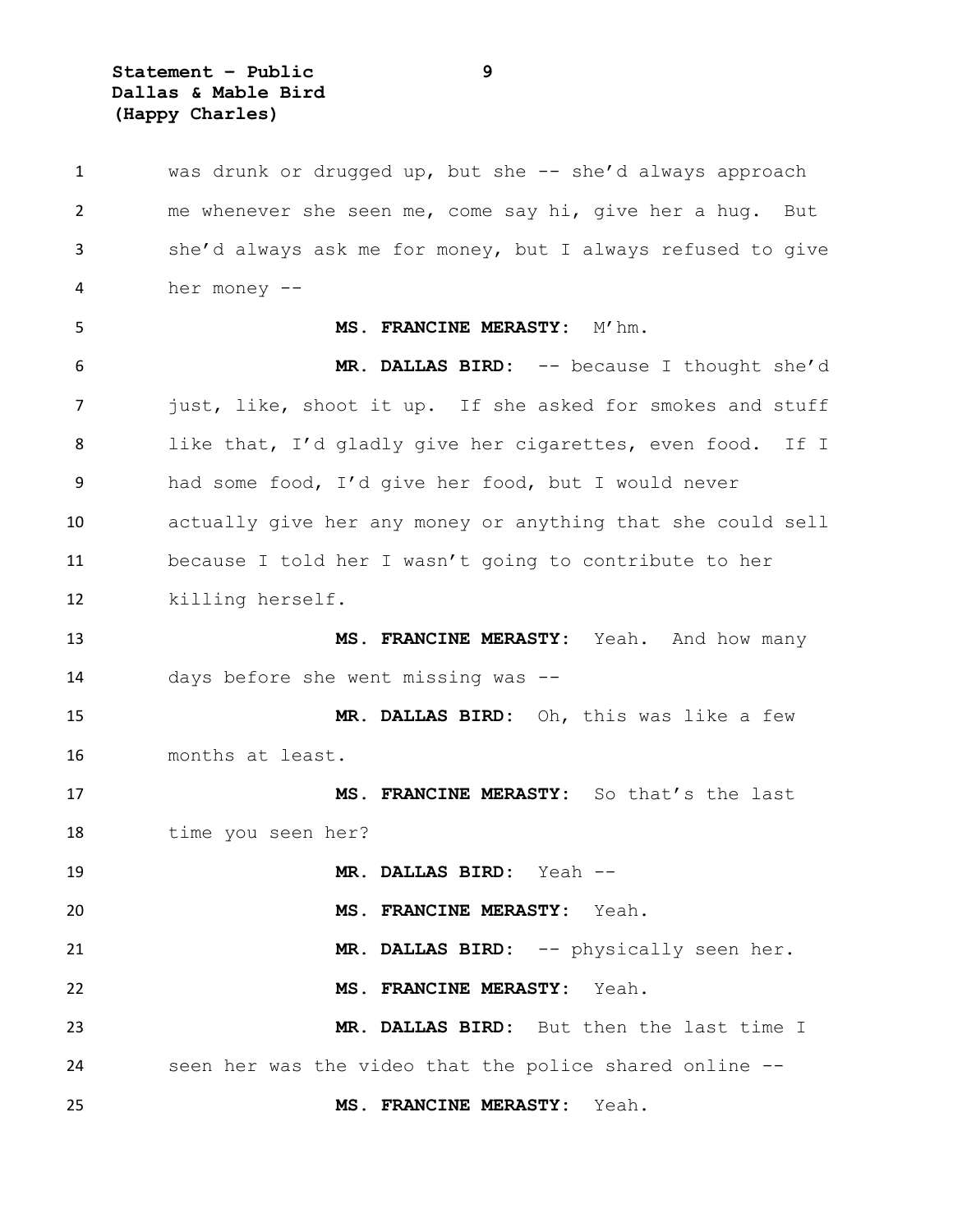was drunk or drugged up, but she -- she'd always approach me whenever she seen me, come say hi, give her a hug. But she'd always ask me for money, but I always refused to give her money --

**MS. FRANCINE MERASTY:** M'hm.

**MR. DALLAS BIRD:** -- because I thought she'd just, like, shoot it up. If she asked for smokes and stuff like that, I'd gladly give her cigarettes, even food. If I had some food, I'd give her food, but I would never actually give her any money or anything that she could sell because I told her I wasn't going to contribute to her killing herself.

**MS. FRANCINE MERASTY:** Yeah. And how many days before she went missing was --

**MR. DALLAS BIRD:** Oh, this was like a few months at least.

**MS. FRANCINE MERASTY:** So that's the last time you seen her?

**MR. DALLAS BIRD:** Yeah --

**MS. FRANCINE MERASTY:** Yeah.

**MR. DALLAS BIRD:** -- physically seen her.

**MS. FRANCINE MERASTY:** Yeah.

**MR. DALLAS BIRD:** But then the last time I seen her was the video that the police shared online --

**MS. FRANCINE MERASTY:** Yeah.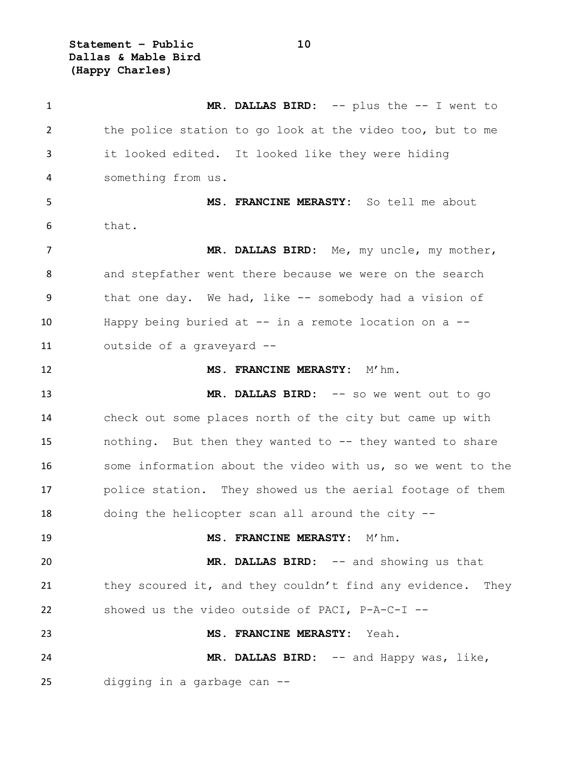**MR. DALLAS BIRD:** -- plus the -- I went to the police station to go look at the video too, but to me it looked edited. It looked like they were hiding something from us.

**MS. FRANCINE MERASTY:** So tell me about that.

**MR. DALLAS BIRD:** Me, my uncle, my mother, and stepfather went there because we were on the search that one day. We had, like -- somebody had a vision of Happy being buried at -- in a remote location on a -- outside of a graveyard --

**MS. FRANCINE MERASTY:** M'hm.

**MR. DALLAS BIRD:** -- so we went out to go check out some places north of the city but came up with nothing. But then they wanted to -- they wanted to share some information about the video with us, so we went to the police station. They showed us the aerial footage of them doing the helicopter scan all around the city --

**MS. FRANCINE MERASTY:** M'hm.

**MR. DALLAS BIRD:** -- and showing us that they scoured it, and they couldn't find any evidence. They showed us the video outside of PACI, P-A-C-I --

**MS. FRANCINE MERASTY:** Yeah.

**MR. DALLAS BIRD:** -- and Happy was, like, digging in a garbage can --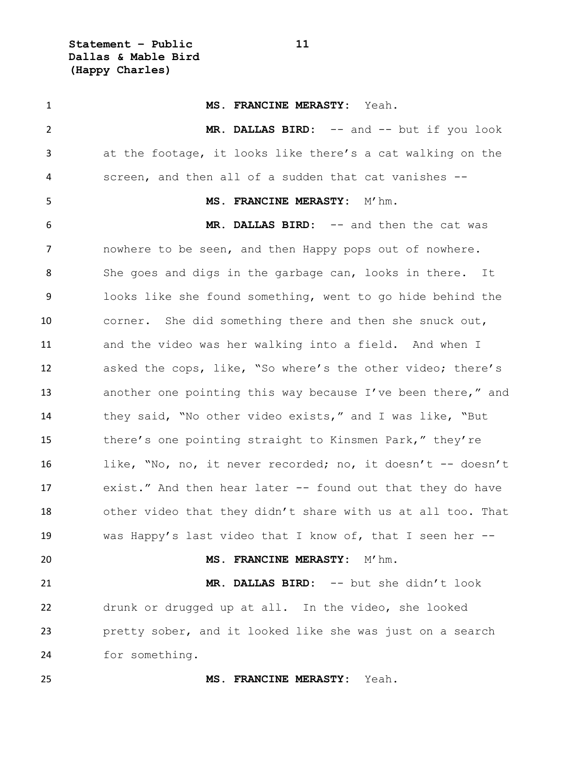**MS. FRANCINE MERASTY:** Yeah.

**MR. DALLAS BIRD:** -- and -- but if you look at the footage, it looks like there's a cat walking on the screen, and then all of a sudden that cat vanishes --

**MS. FRANCINE MERASTY:** M'hm.

**MR. DALLAS BIRD:** -- and then the cat was nowhere to be seen, and then Happy pops out of nowhere. She goes and digs in the garbage can, looks in there. It looks like she found something, went to go hide behind the corner. She did something there and then she snuck out, and the video was her walking into a field. And when I asked the cops, like, "So where's the other video; there's another one pointing this way because I've been there," and they said, "No other video exists," and I was like, "But there's one pointing straight to Kinsmen Park," they're like, "No, no, it never recorded; no, it doesn't -- doesn't exist." And then hear later -- found out that they do have other video that they didn't share with us at all too. That was Happy's last video that I know of, that I seen her --

**MS. FRANCINE MERASTY:** M'hm.

**MR. DALLAS BIRD:** -- but she didn't look drunk or drugged up at all. In the video, she looked pretty sober, and it looked like she was just on a search for something.

**MS. FRANCINE MERASTY:** Yeah.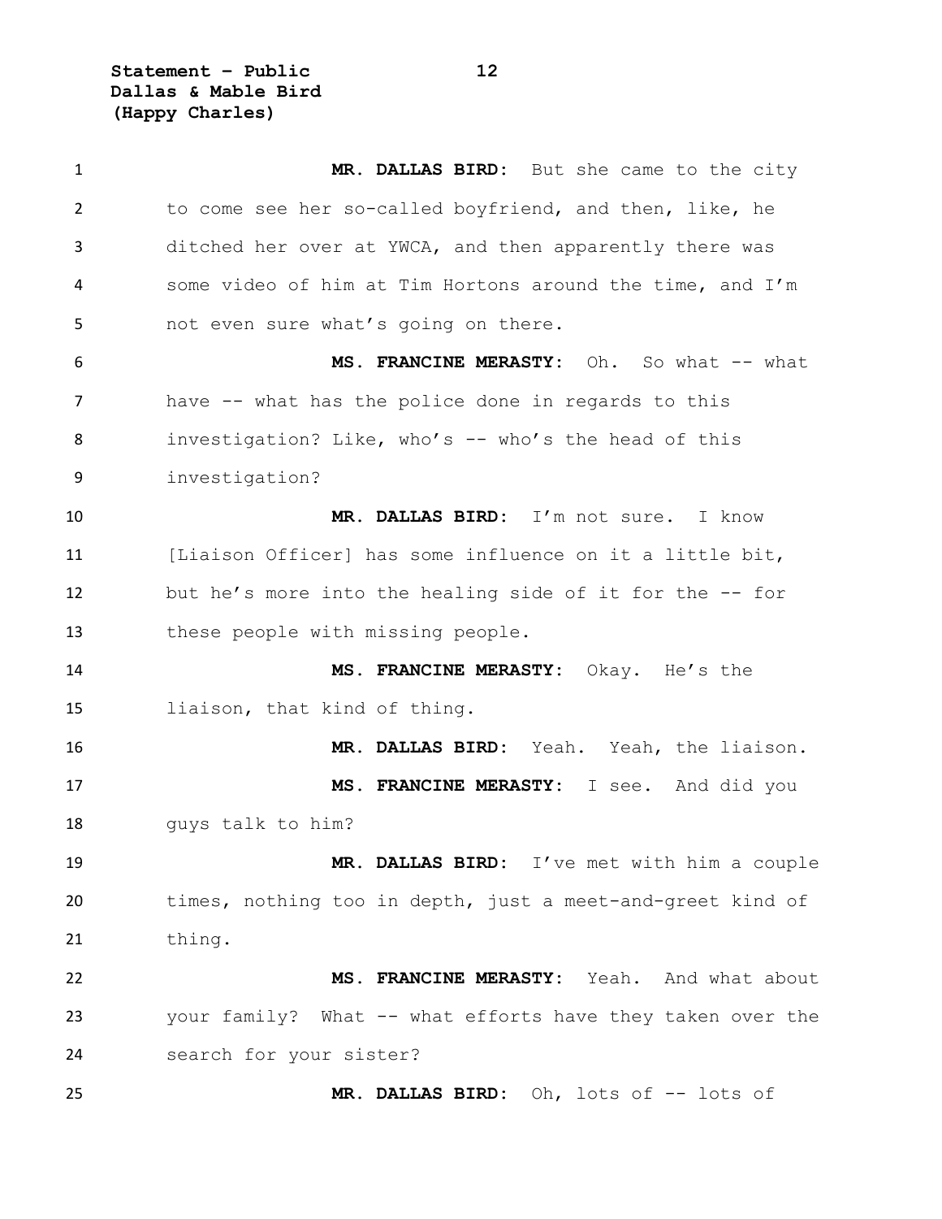**MR. DALLAS BIRD:** But she came to the city to come see her so-called boyfriend, and then, like, he ditched her over at YWCA, and then apparently there was some video of him at Tim Hortons around the time, and I'm not even sure what's going on there.

**MS. FRANCINE MERASTY:** Oh. So what -- what have -- what has the police done in regards to this investigation? Like, who's -- who's the head of this investigation?

**MR. DALLAS BIRD:** I'm not sure. I know [Liaison Officer] has some influence on it a little bit, but he's more into the healing side of it for the -- for these people with missing people.

**MS. FRANCINE MERASTY:** Okay. He's the liaison, that kind of thing.

**MR. DALLAS BIRD:** Yeah. Yeah, the liaison.

**MS. FRANCINE MERASTY:** I see. And did you guys talk to him?

**MR. DALLAS BIRD:** I've met with him a couple times, nothing too in depth, just a meet-and-greet kind of thing.

**MS. FRANCINE MERASTY:** Yeah. And what about your family? What -- what efforts have they taken over the search for your sister?

**MR. DALLAS BIRD:** Oh, lots of -- lots of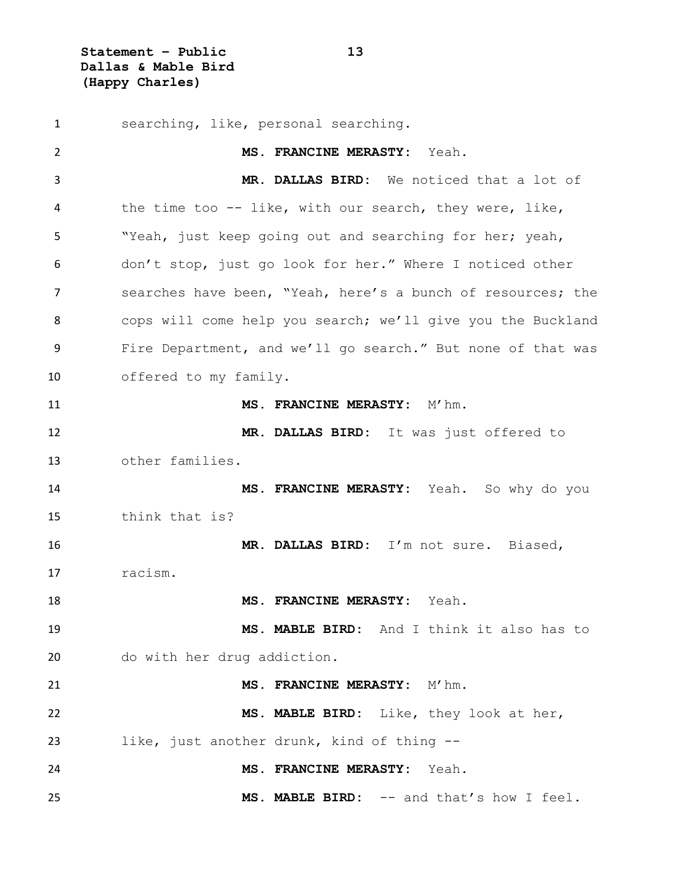searching, like, personal searching.

**MS. FRANCINE MERASTY:** Yeah.

**MR. DALLAS BIRD:** We noticed that a lot of the time too -- like, with our search, they were, like, "Yeah, just keep going out and searching for her; yeah, don't stop, just go look for her." Where I noticed other searches have been, "Yeah, here's a bunch of resources; the cops will come help you search; we'll give you the Buckland Fire Department, and we'll go search." But none of that was offered to my family.

**MS. FRANCINE MERASTY:** M'hm.

**MR. DALLAS BIRD:** It was just offered to other families.

**MS. FRANCINE MERASTY:** Yeah. So why do you think that is?

**MR. DALLAS BIRD:** I'm not sure. Biased, racism.

**MS. FRANCINE MERASTY:** Yeah.

**MS. MABLE BIRD:** And I think it also has to do with her drug addiction.

**MS. FRANCINE MERASTY:** M'hm.

**MS. MABLE BIRD:** Like, they look at her, like, just another drunk, kind of thing --

**MS. FRANCINE MERASTY:** Yeah.

**MS. MABLE BIRD:** -- and that's how I feel.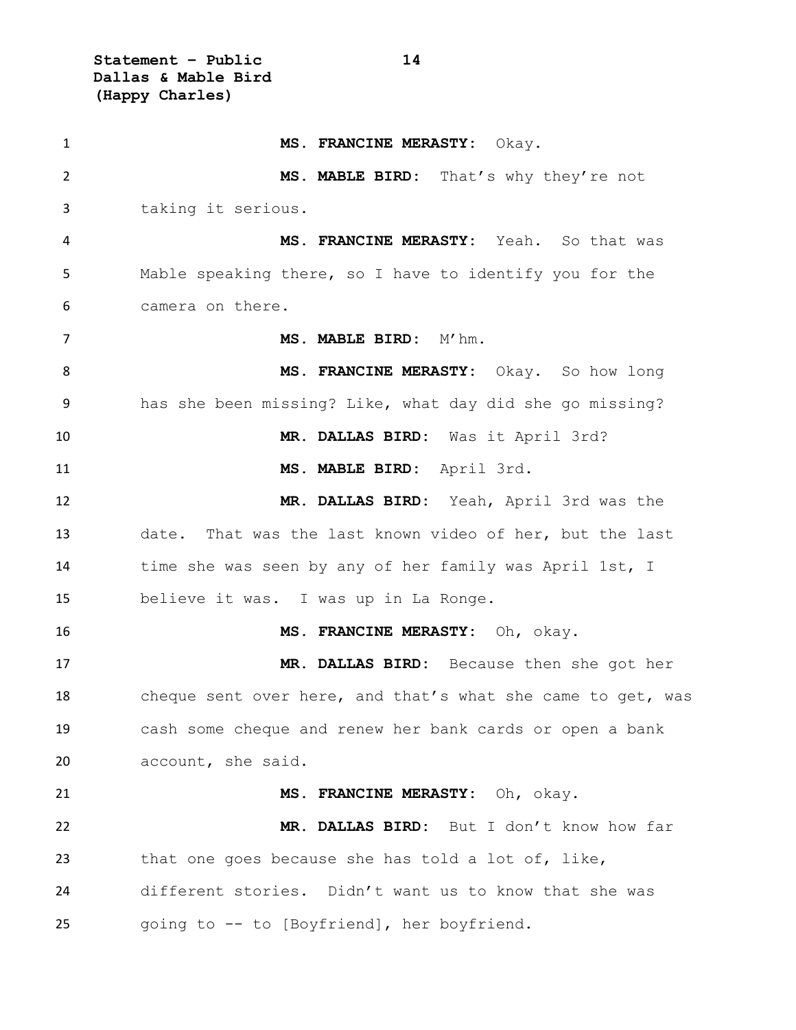**MS. FRANCINE MERASTY:** Okay.

**MS. MABLE BIRD:** That's why they're not taking it serious.

**MS. FRANCINE MERASTY:** Yeah. So that was Mable speaking there, so I have to identify you for the camera on there.

**MS. MABLE BIRD:** M'hm.

**MS. FRANCINE MERASTY:** Okay. So how long has she been missing? Like, what day did she go missing?

**MR. DALLAS BIRD:** Was it April 3rd?

**MS. MABLE BIRD:** April 3rd.

**MR. DALLAS BIRD:** Yeah, April 3rd was the date. That was the last known video of her, but the last time she was seen by any of her family was April 1st, I believe it was. I was up in La Ronge.

**MS. FRANCINE MERASTY:** Oh, okay.

**MR. DALLAS BIRD:** Because then she got her cheque sent over here, and that's what she came to get, was cash some cheque and renew her bank cards or open a bank account, she said.

**MS. FRANCINE MERASTY:** Oh, okay.

**MR. DALLAS BIRD:** But I don't know how far that one goes because she has told a lot of, like, different stories. Didn't want us to know that she was going to -- to [Boyfriend], her boyfriend.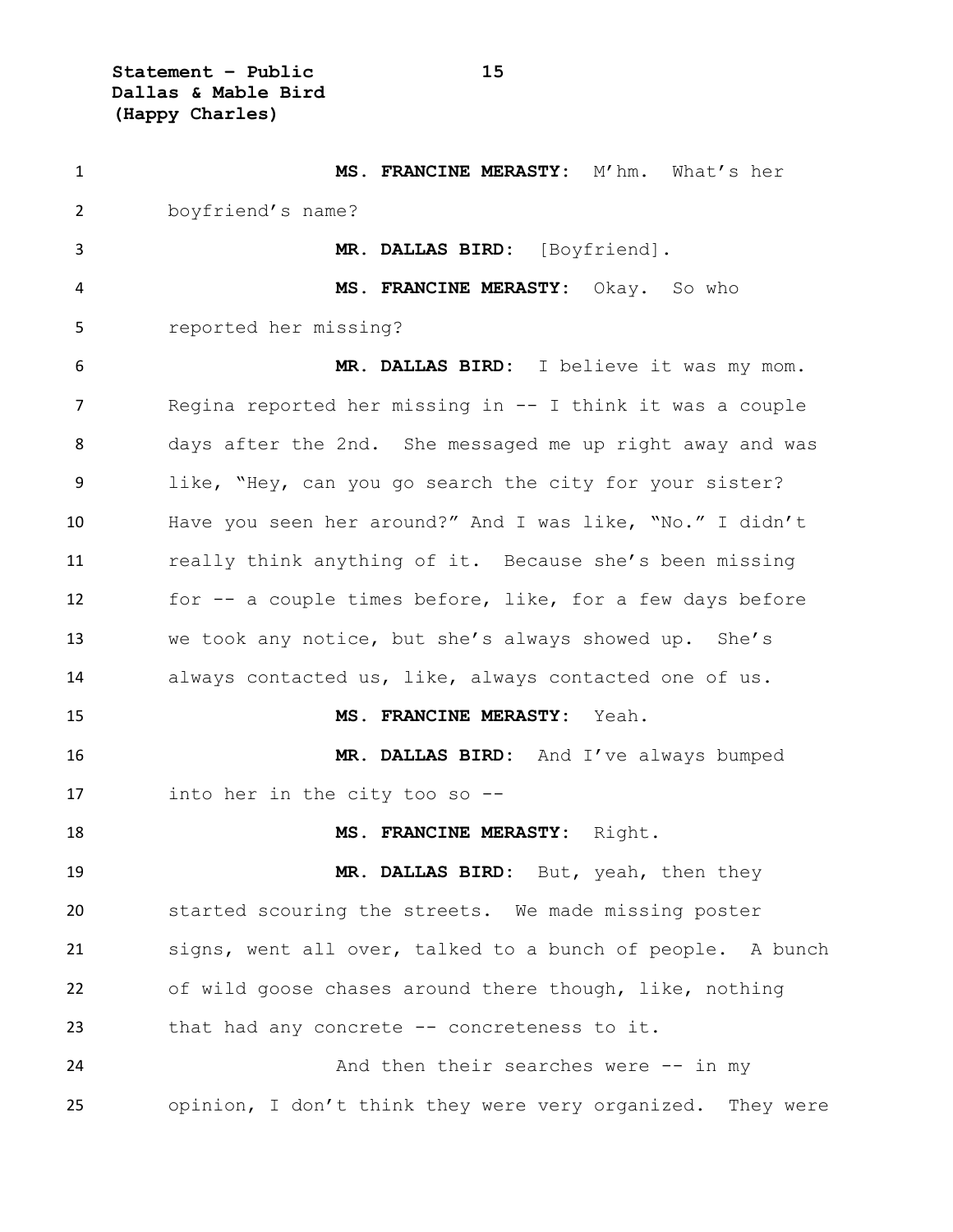**MS. FRANCINE MERASTY:** M'hm. What's her boyfriend's name?

**MR. DALLAS BIRD:** [Boyfriend].

**MS. FRANCINE MERASTY:** Okay. So who reported her missing?

**MR. DALLAS BIRD:** I believe it was my mom. Regina reported her missing in -- I think it was a couple days after the 2nd. She messaged me up right away and was like, "Hey, can you go search the city for your sister? Have you seen her around?" And I was like, "No." I didn't really think anything of it. Because she's been missing for -- a couple times before, like, for a few days before we took any notice, but she's always showed up. She's always contacted us, like, always contacted one of us.

**MS. FRANCINE MERASTY:** Yeah.

**MR. DALLAS BIRD:** And I've always bumped into her in the city too so --

**MS. FRANCINE MERASTY:** Right.

**MR. DALLAS BIRD:** But, yeah, then they started scouring the streets. We made missing poster signs, went all over, talked to a bunch of people. A bunch of wild goose chases around there though, like, nothing that had any concrete -- concreteness to it.

And then their searches were -- in my opinion, I don't think they were very organized. They were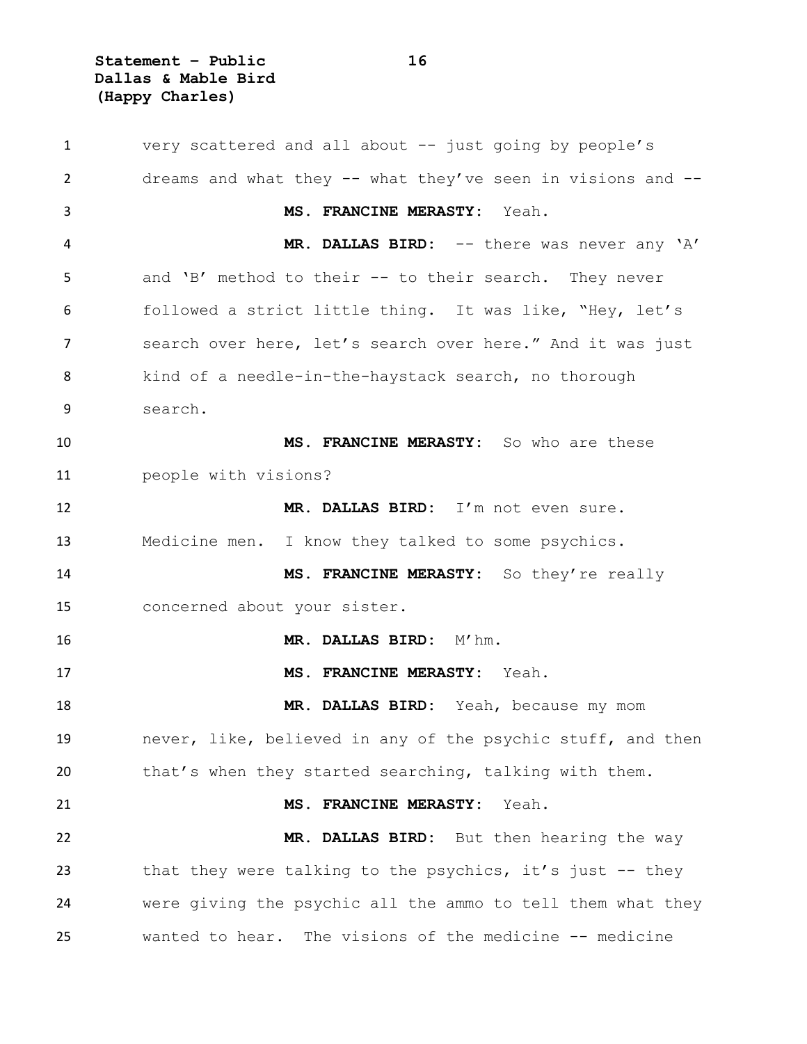very scattered and all about -- just going by people's dreams and what they -- what they've seen in visions and --

**MS. FRANCINE MERASTY:** Yeah.

**MR. DALLAS BIRD:** -- there was never any 'A' and 'B' method to their -- to their search. They never followed a strict little thing. It was like, "Hey, let's search over here, let's search over here." And it was just kind of a needle-in-the-haystack search, no thorough search.

**MS. FRANCINE MERASTY:** So who are these people with visions?

**MR. DALLAS BIRD:** I'm not even sure. Medicine men. I know they talked to some psychics.

**MS. FRANCINE MERASTY:** So they're really concerned about your sister.

**MR. DALLAS BIRD:** M'hm.

**MS. FRANCINE MERASTY:** Yeah.

**MR. DALLAS BIRD:** Yeah, because my mom never, like, believed in any of the psychic stuff, and then that's when they started searching, talking with them.

**MS. FRANCINE MERASTY:** Yeah.

**MR. DALLAS BIRD:** But then hearing the way that they were talking to the psychics, it's just -- they were giving the psychic all the ammo to tell them what they wanted to hear. The visions of the medicine -- medicine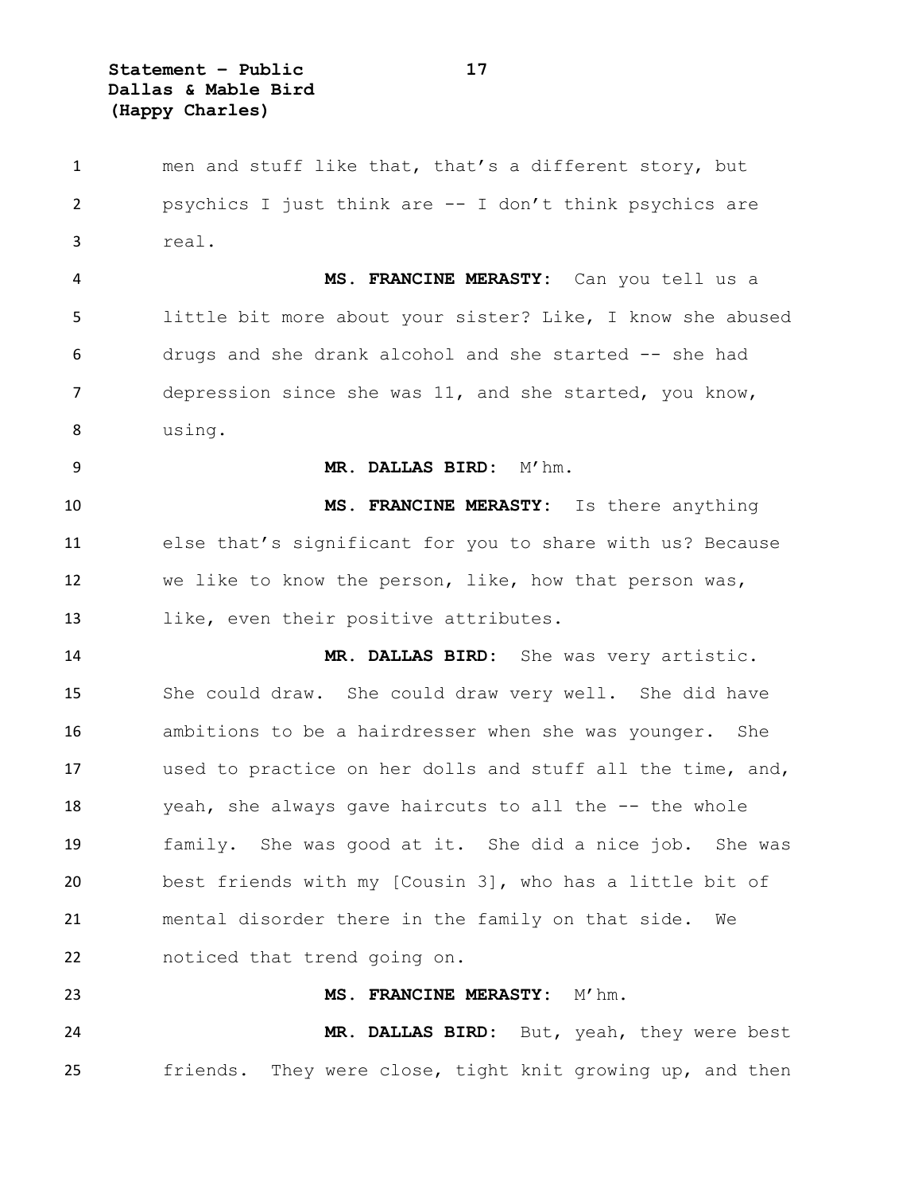men and stuff like that, that's a different story, but psychics I just think are -- I don't think psychics are real.

**MS. FRANCINE MERASTY:** Can you tell us a little bit more about your sister? Like, I know she abused drugs and she drank alcohol and she started -- she had depression since she was 11, and she started, you know, using.

**MR. DALLAS BIRD:** M'hm.

**MS. FRANCINE MERASTY:** Is there anything else that's significant for you to share with us? Because we like to know the person, like, how that person was, like, even their positive attributes.

**MR. DALLAS BIRD:** She was very artistic. She could draw. She could draw very well. She did have ambitions to be a hairdresser when she was younger. She used to practice on her dolls and stuff all the time, and, yeah, she always gave haircuts to all the -- the whole family. She was good at it. She did a nice job. She was best friends with my [Cousin 3], who has a little bit of mental disorder there in the family on that side. We noticed that trend going on.

**MS. FRANCINE MERASTY:** M'hm.

**MR. DALLAS BIRD:** But, yeah, they were best friends. They were close, tight knit growing up, and then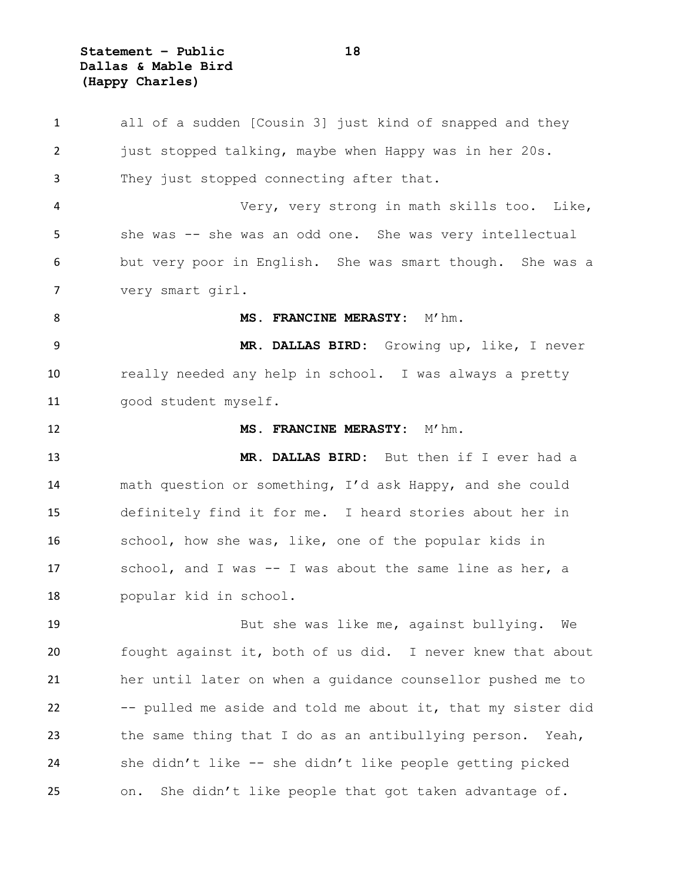all of a sudden [Cousin 3] just kind of snapped and they just stopped talking, maybe when Happy was in her 20s. They just stopped connecting after that.

Very, very strong in math skills too. Like, she was -- she was an odd one. She was very intellectual but very poor in English. She was smart though. She was a very smart girl.

**MS. FRANCINE MERASTY:** M'hm.

**MR. DALLAS BIRD:** Growing up, like, I never really needed any help in school. I was always a pretty good student myself.

**MS. FRANCINE MERASTY:** M'hm.

**MR. DALLAS BIRD:** But then if I ever had a math question or something, I'd ask Happy, and she could definitely find it for me. I heard stories about her in school, how she was, like, one of the popular kids in school, and I was -- I was about the same line as her, a popular kid in school.

But she was like me, against bullying. We fought against it, both of us did. I never knew that about her until later on when a guidance counsellor pushed me to -- pulled me aside and told me about it, that my sister did the same thing that I do as an antibullying person. Yeah, she didn't like -- she didn't like people getting picked on. She didn't like people that got taken advantage of.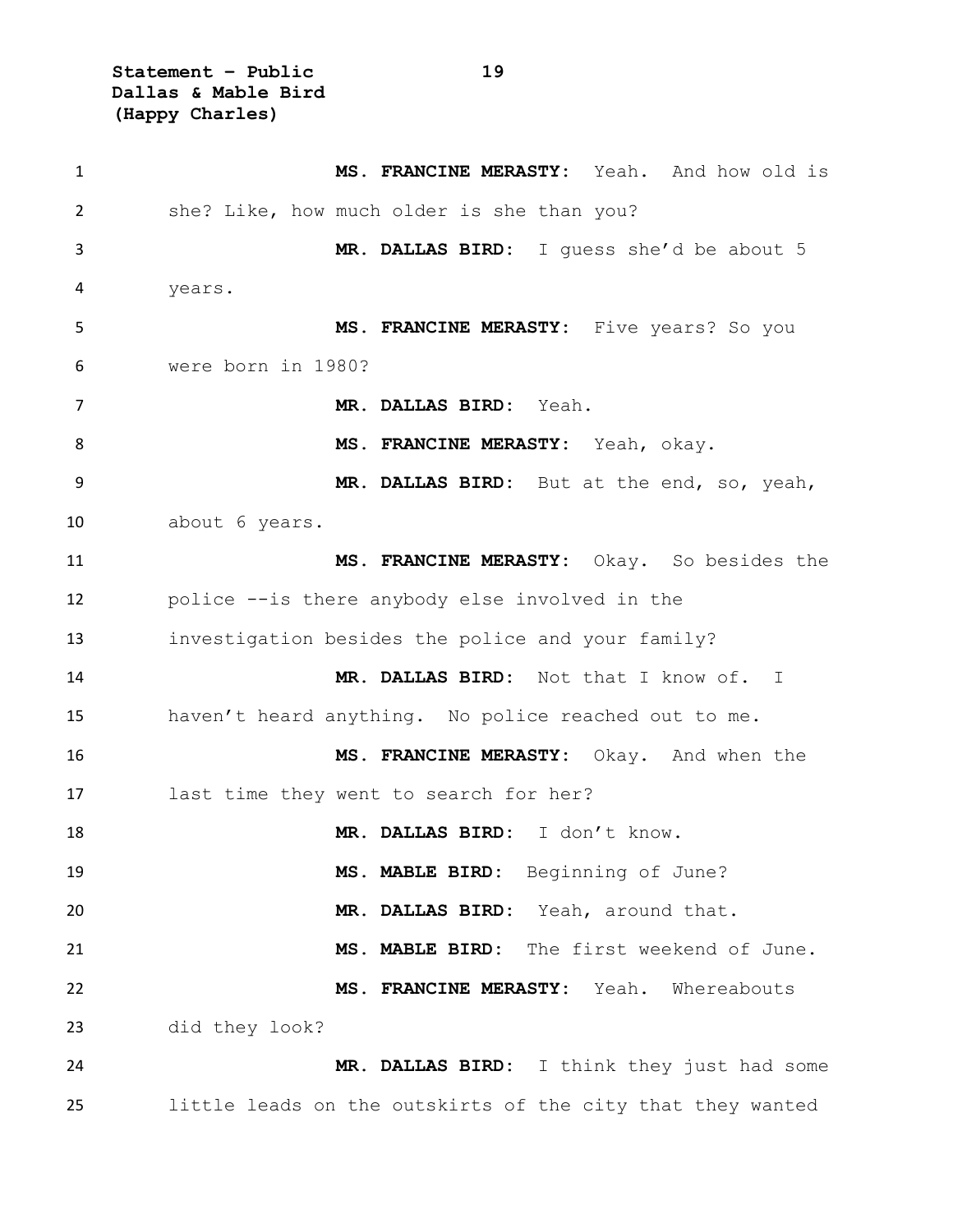**MS. FRANCINE MERASTY:** Yeah. And how old is she? Like, how much older is she than you?

**MR. DALLAS BIRD:** I guess she'd be about 5 years.

**MS. FRANCINE MERASTY:** Five years? So you were born in 1980?

**MR. DALLAS BIRD:** Yeah.

**MS. FRANCINE MERASTY:** Yeah, okay.

**MR. DALLAS BIRD:** But at the end, so, yeah, about 6 years.

**MS. FRANCINE MERASTY:** Okay. So besides the police --is there anybody else involved in the investigation besides the police and your family?

**MR. DALLAS BIRD:** Not that I know of. I haven't heard anything. No police reached out to me.

**MS. FRANCINE MERASTY:** Okay. And when the last time they went to search for her?

**MR. DALLAS BIRD:** I don't know.

**MS. MABLE BIRD:** Beginning of June?

**MR. DALLAS BIRD:** Yeah, around that.

**MS. MABLE BIRD:** The first weekend of June.

**MS. FRANCINE MERASTY:** Yeah. Whereabouts did they look?

**MR. DALLAS BIRD:** I think they just had some little leads on the outskirts of the city that they wanted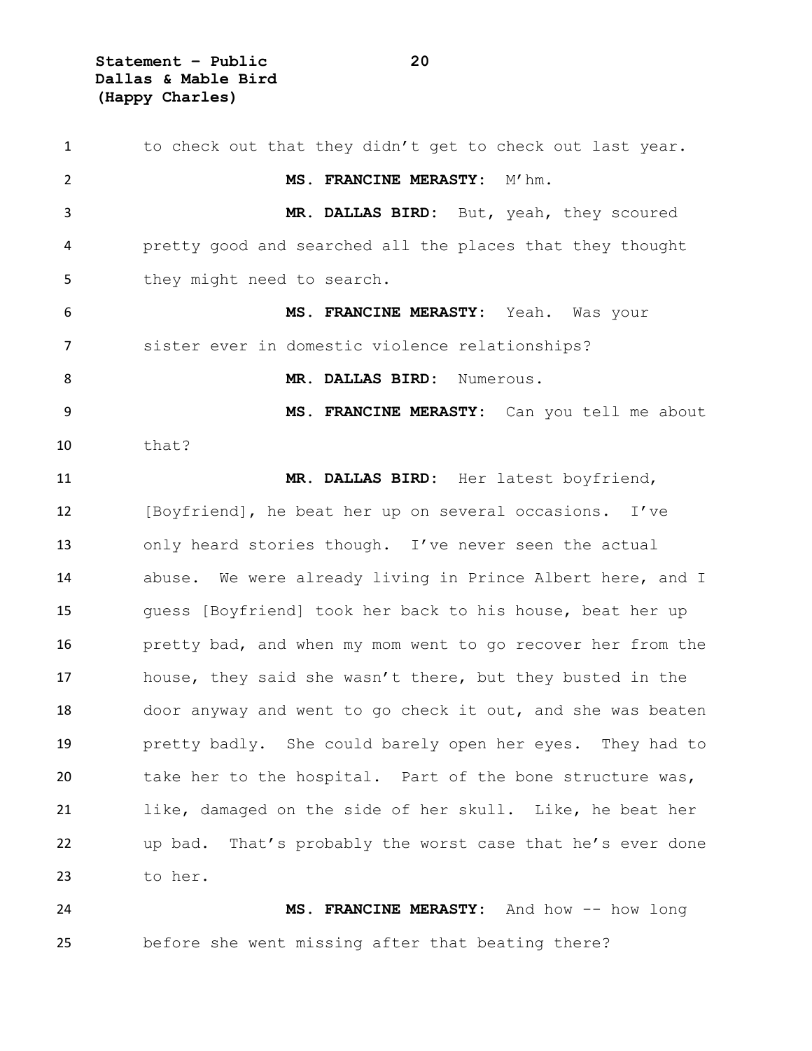to check out that they didn't get to check out last year.

**MS. FRANCINE MERASTY:** M'hm.

**MR. DALLAS BIRD:** But, yeah, they scoured pretty good and searched all the places that they thought they might need to search.

**MS. FRANCINE MERASTY:** Yeah. Was your sister ever in domestic violence relationships?

**MR. DALLAS BIRD:** Numerous.

**MS. FRANCINE MERASTY:** Can you tell me about that?

**MR. DALLAS BIRD:** Her latest boyfriend, [Boyfriend], he beat her up on several occasions. I've only heard stories though. I've never seen the actual abuse. We were already living in Prince Albert here, and I guess [Boyfriend] took her back to his house, beat her up pretty bad, and when my mom went to go recover her from the house, they said she wasn't there, but they busted in the door anyway and went to go check it out, and she was beaten pretty badly. She could barely open her eyes. They had to take her to the hospital. Part of the bone structure was, like, damaged on the side of her skull. Like, he beat her up bad. That's probably the worst case that he's ever done to her.

**MS. FRANCINE MERASTY:** And how -- how long before she went missing after that beating there?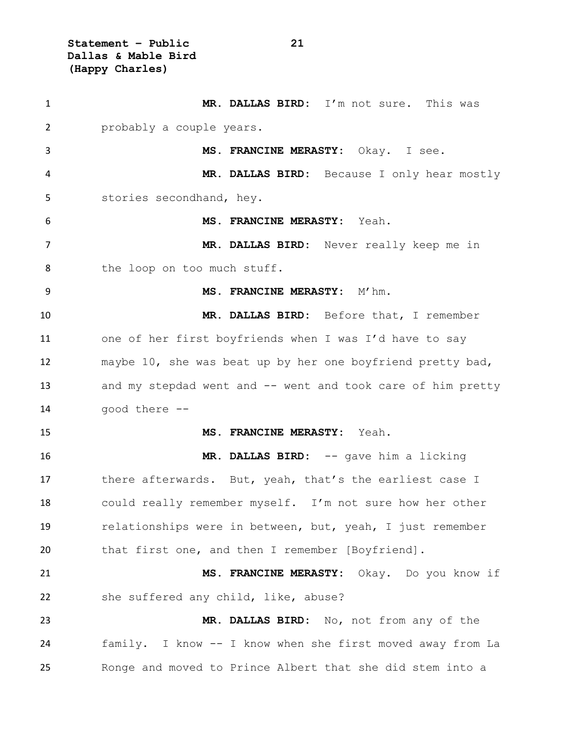**MR. DALLAS BIRD:** I'm not sure. This was probably a couple years.

**MS. FRANCINE MERASTY:** Okay. I see.

**MR. DALLAS BIRD:** Because I only hear mostly stories secondhand, hey.

**MS. FRANCINE MERASTY:** Yeah.

**MR. DALLAS BIRD:** Never really keep me in the loop on too much stuff.

**MS. FRANCINE MERASTY:** M'hm.

**MR. DALLAS BIRD:** Before that, I remember one of her first boyfriends when I was I'd have to say maybe 10, she was beat up by her one boyfriend pretty bad, and my stepdad went and -- went and took care of him pretty good there --

**MS. FRANCINE MERASTY:** Yeah.

**MR. DALLAS BIRD:** -- gave him a licking there afterwards. But, yeah, that's the earliest case I could really remember myself. I'm not sure how her other relationships were in between, but, yeah, I just remember that first one, and then I remember [Boyfriend].

**MS. FRANCINE MERASTY:** Okay. Do you know if she suffered any child, like, abuse?

**MR. DALLAS BIRD:** No, not from any of the family. I know -- I know when she first moved away from La Ronge and moved to Prince Albert that she did stem into a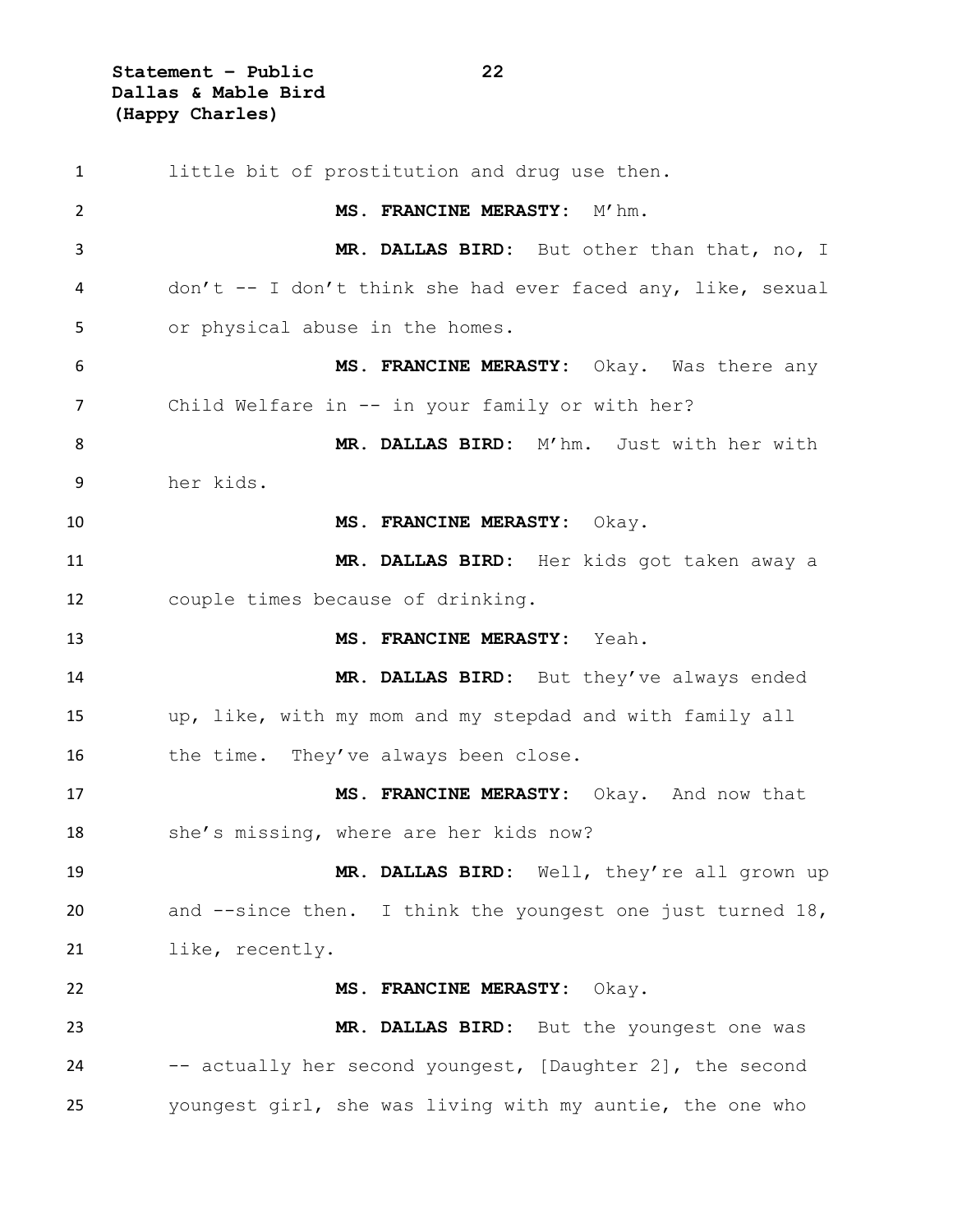little bit of prostitution and drug use then.

**MS. FRANCINE MERASTY:** M'hm.

**MR. DALLAS BIRD:** But other than that, no, I don't -- I don't think she had ever faced any, like, sexual or physical abuse in the homes.

**MS. FRANCINE MERASTY:** Okay. Was there any Child Welfare in -- in your family or with her?

**MR. DALLAS BIRD:** M'hm. Just with her with her kids.

**MS. FRANCINE MERASTY:** Okay.

**MR. DALLAS BIRD:** Her kids got taken away a couple times because of drinking.

**MS. FRANCINE MERASTY:** Yeah.

**MR. DALLAS BIRD:** But they've always ended up, like, with my mom and my stepdad and with family all the time. They've always been close.

**MS. FRANCINE MERASTY:** Okay. And now that she's missing, where are her kids now?

**MR. DALLAS BIRD:** Well, they're all grown up and --since then. I think the youngest one just turned 18, like, recently.

**MS. FRANCINE MERASTY:** Okay.

**MR. DALLAS BIRD:** But the youngest one was -- actually her second youngest, [Daughter 2], the second youngest girl, she was living with my auntie, the one who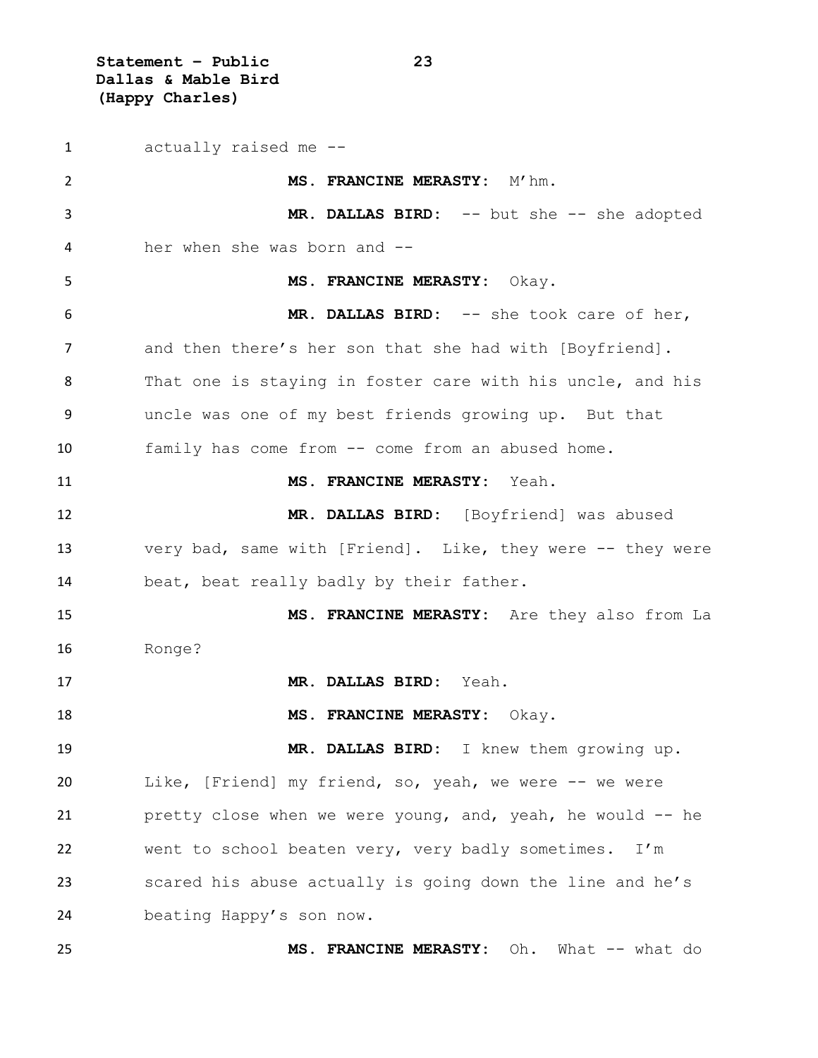actually raised me --

**MS. FRANCINE MERASTY:** M'hm.

**MR. DALLAS BIRD:** -- but she -- she adopted her when she was born and --

**MS. FRANCINE MERASTY:** Okay.

**MR. DALLAS BIRD:** -- she took care of her, and then there's her son that she had with [Boyfriend]. That one is staying in foster care with his uncle, and his uncle was one of my best friends growing up. But that family has come from -- come from an abused home.

**MS. FRANCINE MERASTY:** Yeah.

**MR. DALLAS BIRD:** [Boyfriend] was abused very bad, same with [Friend]. Like, they were -- they were beat, beat really badly by their father.

**MS. FRANCINE MERASTY:** Are they also from La Ronge?

**MR. DALLAS BIRD:** Yeah.

**MS. FRANCINE MERASTY:** Okay.

**MR. DALLAS BIRD:** I knew them growing up. Like, [Friend] my friend, so, yeah, we were -- we were pretty close when we were young, and, yeah, he would -- he went to school beaten very, very badly sometimes. I'm scared his abuse actually is going down the line and he's beating Happy's son now.

**MS. FRANCINE MERASTY:** Oh. What -- what do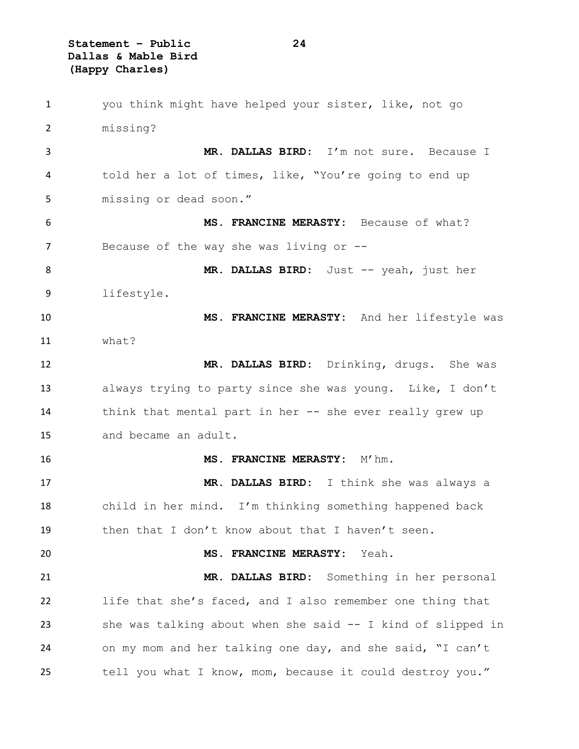you think might have helped your sister, like, not go missing?

**MR. DALLAS BIRD:** I'm not sure. Because I told her a lot of times, like, "You're going to end up missing or dead soon."

**MS. FRANCINE MERASTY:** Because of what? Because of the way she was living or --

**MR. DALLAS BIRD:** Just -- yeah, just her lifestyle.

**MS. FRANCINE MERASTY:** And her lifestyle was what?

**MR. DALLAS BIRD:** Drinking, drugs. She was always trying to party since she was young. Like, I don't think that mental part in her -- she ever really grew up and became an adult.

**MS. FRANCINE MERASTY:** M'hm.

**MR. DALLAS BIRD:** I think she was always a child in her mind. I'm thinking something happened back then that I don't know about that I haven't seen.

**MS. FRANCINE MERASTY:** Yeah.

**MR. DALLAS BIRD:** Something in her personal life that she's faced, and I also remember one thing that she was talking about when she said -- I kind of slipped in on my mom and her talking one day, and she said, "I can't tell you what I know, mom, because it could destroy you."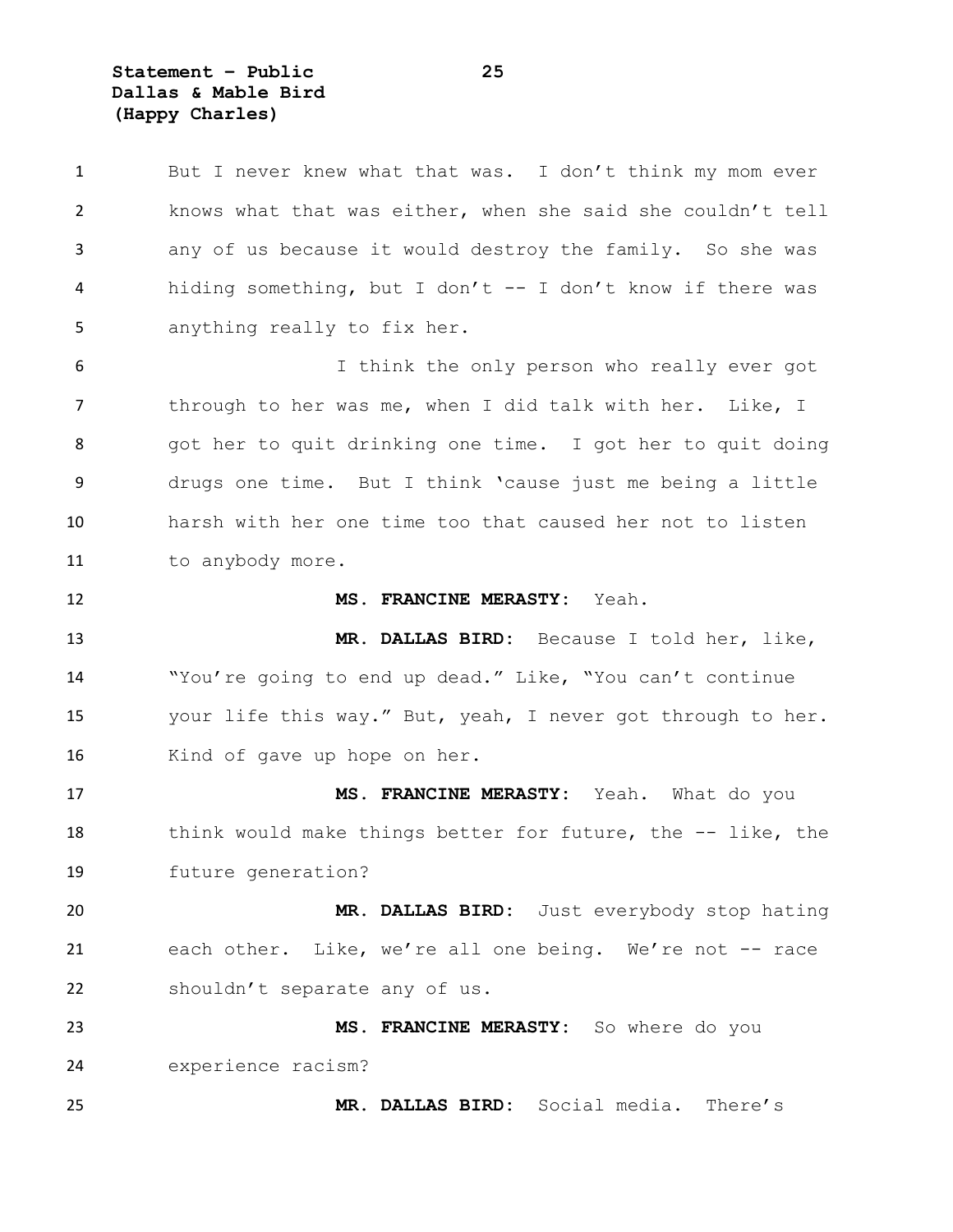But I never knew what that was. I don't think my mom ever knows what that was either, when she said she couldn't tell any of us because it would destroy the family. So she was hiding something, but I don't -- I don't know if there was anything really to fix her.

I think the only person who really ever got through to her was me, when I did talk with her. Like, I got her to quit drinking one time. I got her to quit doing drugs one time. But I think 'cause just me being a little harsh with her one time too that caused her not to listen to anybody more.

**MS. FRANCINE MERASTY:** Yeah.

**MR. DALLAS BIRD:** Because I told her, like, "You're going to end up dead." Like, "You can't continue your life this way." But, yeah, I never got through to her. Kind of gave up hope on her.

**MS. FRANCINE MERASTY:** Yeah. What do you think would make things better for future, the -- like, the future generation?

**MR. DALLAS BIRD:** Just everybody stop hating each other. Like, we're all one being. We're not -- race shouldn't separate any of us.

**MS. FRANCINE MERASTY:** So where do you experience racism?

**MR. DALLAS BIRD:** Social media. There's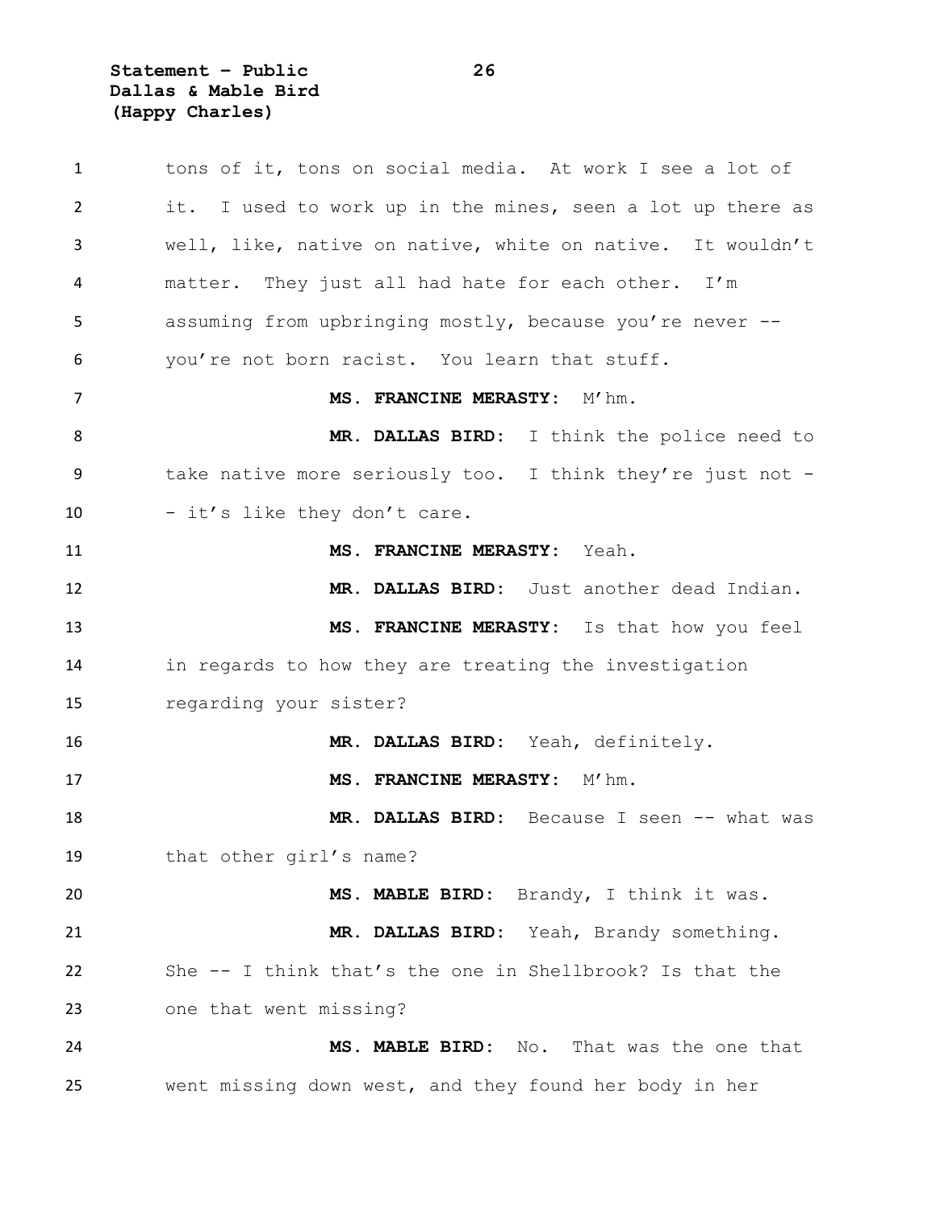tons of it, tons on social media. At work I see a lot of it. I used to work up in the mines, seen a lot up there as well, like, native on native, white on native. It wouldn't matter. They just all had hate for each other. I'm assuming from upbringing mostly, because you're never -- you're not born racist. You learn that stuff.

**MS. FRANCINE MERASTY:** M'hm.

**MR. DALLAS BIRD:** I think the police need to take native more seriously too. I think they're just not -- it's like they don't care.

**MS. FRANCINE MERASTY:** Yeah.

**MR. DALLAS BIRD:** Just another dead Indian.

**MS. FRANCINE MERASTY:** Is that how you feel in regards to how they are treating the investigation regarding your sister?

**MR. DALLAS BIRD:** Yeah, definitely.

**MS. FRANCINE MERASTY:** M'hm.

**MR. DALLAS BIRD:** Because I seen -- what was that other girl's name?

**MS. MABLE BIRD:** Brandy, I think it was.

**MR. DALLAS BIRD:** Yeah, Brandy something. She -- I think that's the one in Shellbrook? Is that the one that went missing?

**MS. MABLE BIRD:** No. That was the one that went missing down west, and they found her body in her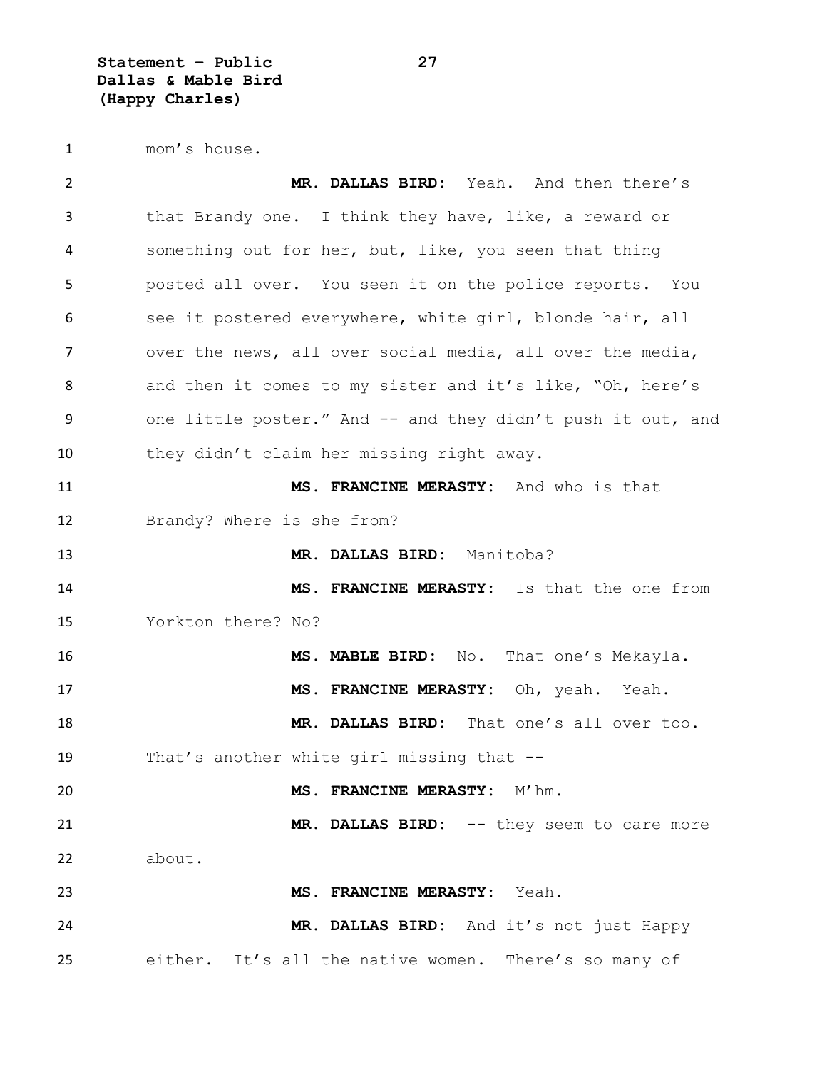mom's house.

**MR. DALLAS BIRD:** Yeah. And then there's that Brandy one. I think they have, like, a reward or something out for her, but, like, you seen that thing posted all over. You seen it on the police reports. You see it postered everywhere, white girl, blonde hair, all over the news, all over social media, all over the media, and then it comes to my sister and it's like, "Oh, here's one little poster." And -- and they didn't push it out, and they didn't claim her missing right away.

**MS. FRANCINE MERASTY:** And who is that Brandy? Where is she from?

**MR. DALLAS BIRD:** Manitoba?

**MS. FRANCINE MERASTY:** Is that the one from Yorkton there? No?

**MS. MABLE BIRD:** No. That one's Mekayla.

**MS. FRANCINE MERASTY:** Oh, yeah. Yeah.

**MR. DALLAS BIRD:** That one's all over too. That's another white girl missing that --

**MS. FRANCINE MERASTY:** M'hm.

**MR. DALLAS BIRD:** -- they seem to care more about.

**MS. FRANCINE MERASTY:** Yeah.

**MR. DALLAS BIRD:** And it's not just Happy either. It's all the native women. There's so many of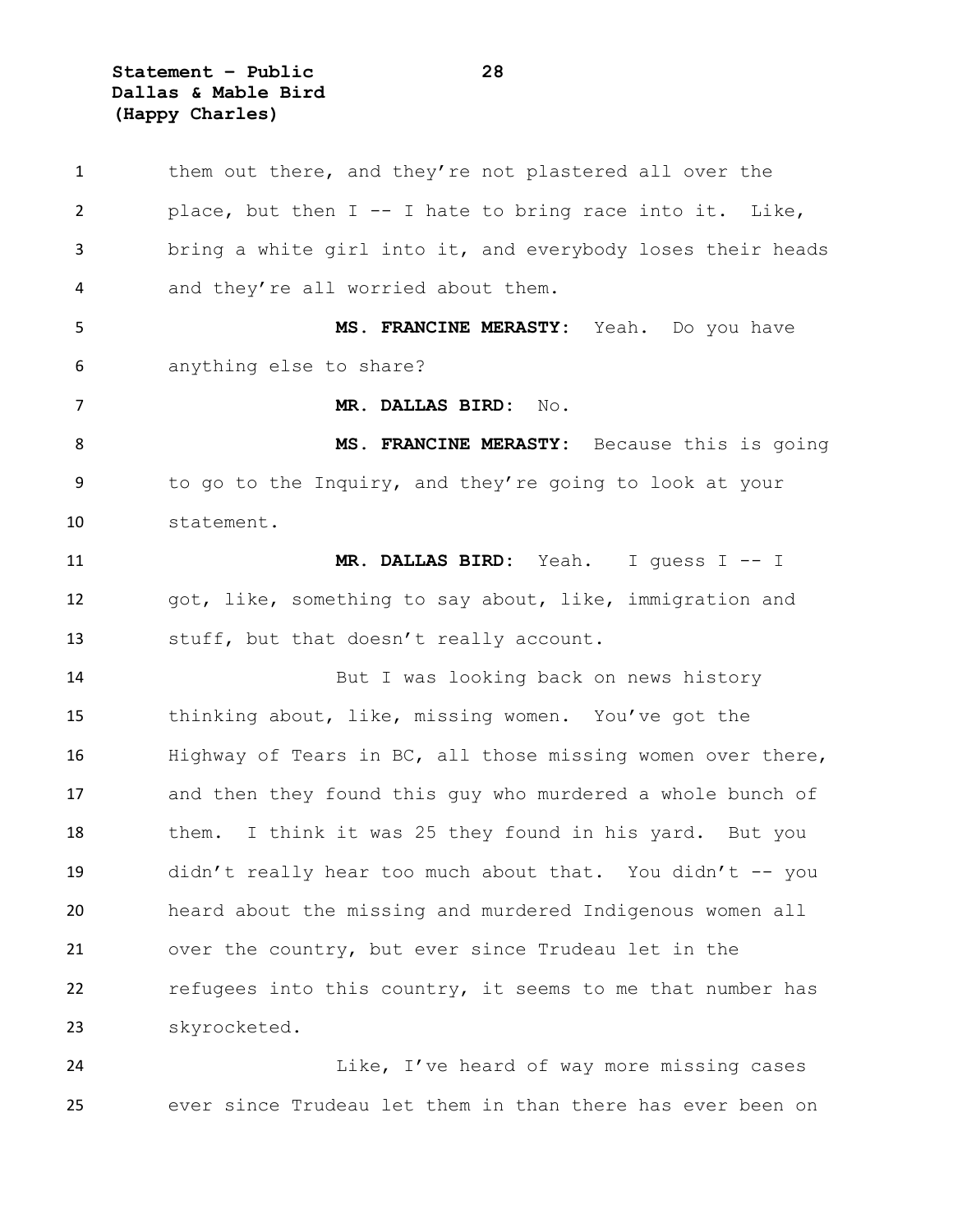them out there, and they're not plastered all over the place, but then I -- I hate to bring race into it. Like, bring a white girl into it, and everybody loses their heads and they're all worried about them.

**MS. FRANCINE MERASTY:** Yeah. Do you have anything else to share?

**MR. DALLAS BIRD:** No.

**MS. FRANCINE MERASTY:** Because this is going to go to the Inquiry, and they're going to look at your statement.

**MR. DALLAS BIRD:** Yeah. I guess I -- I got, like, something to say about, like, immigration and stuff, but that doesn't really account.

But I was looking back on news history thinking about, like, missing women. You've got the Highway of Tears in BC, all those missing women over there, and then they found this guy who murdered a whole bunch of them. I think it was 25 they found in his yard. But you didn't really hear too much about that. You didn't -- you heard about the missing and murdered Indigenous women all over the country, but ever since Trudeau let in the refugees into this country, it seems to me that number has skyrocketed.

Like, I've heard of way more missing cases ever since Trudeau let them in than there has ever been on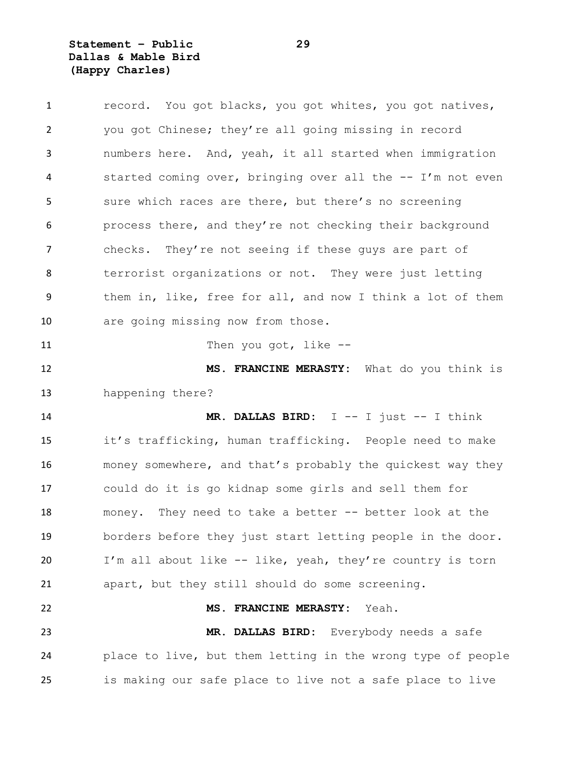record. You got blacks, you got whites, you got natives, you got Chinese; they're all going missing in record numbers here. And, yeah, it all started when immigration started coming over, bringing over all the -- I'm not even sure which races are there, but there's no screening process there, and they're not checking their background checks. They're not seeing if these guys are part of terrorist organizations or not. They were just letting them in, like, free for all, and now I think a lot of them are going missing now from those.

Then you got, like --

**MS. FRANCINE MERASTY:** What do you think is happening there?

**MR. DALLAS BIRD:** I -- I just -- I think it's trafficking, human trafficking. People need to make money somewhere, and that's probably the quickest way they could do it is go kidnap some girls and sell them for money. They need to take a better -- better look at the borders before they just start letting people in the door. I'm all about like -- like, yeah, they're country is torn apart, but they still should do some screening.

**MS. FRANCINE MERASTY:** Yeah.

**MR. DALLAS BIRD:** Everybody needs a safe place to live, but them letting in the wrong type of people is making our safe place to live not a safe place to live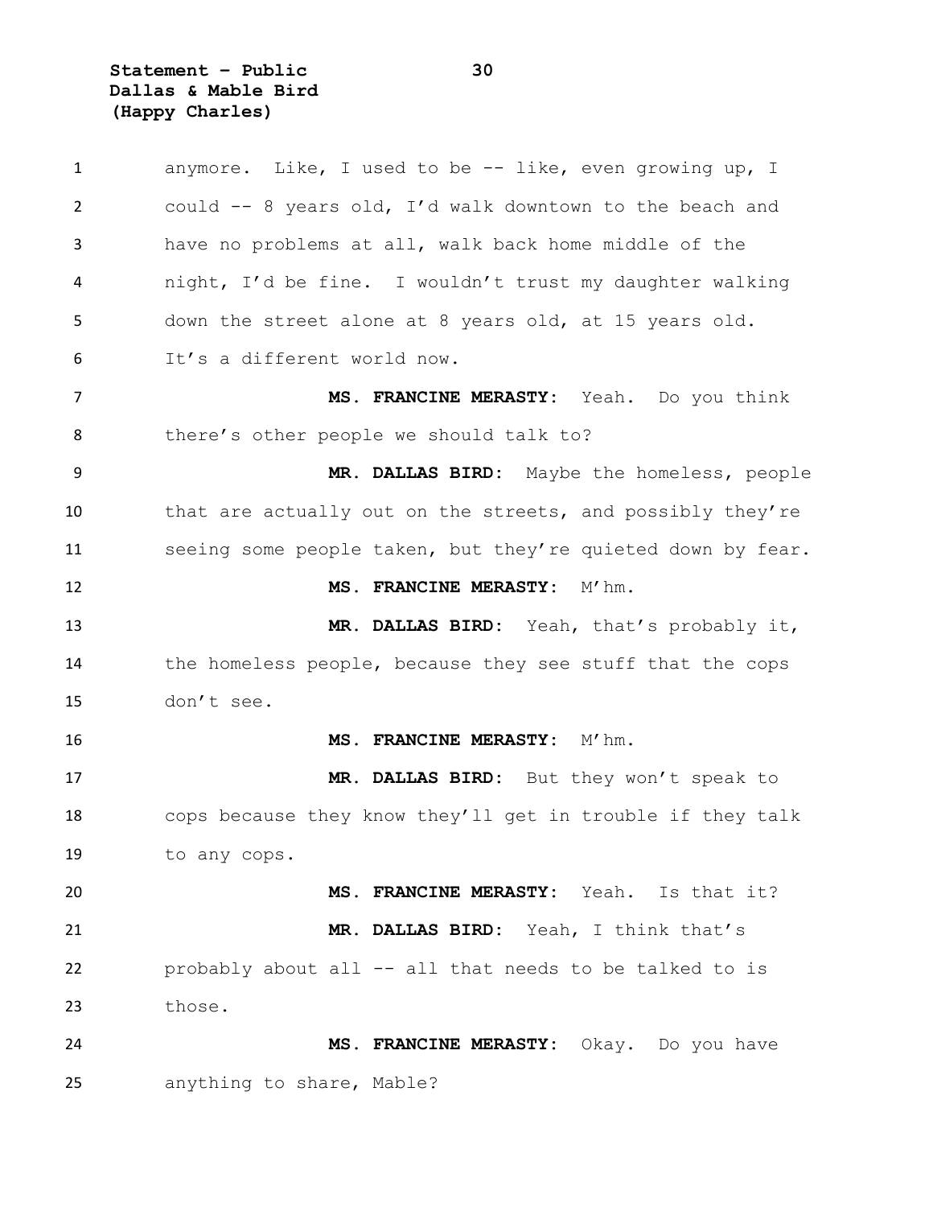anymore. Like, I used to be -- like, even growing up, I could -- 8 years old, I'd walk downtown to the beach and have no problems at all, walk back home middle of the night, I'd be fine. I wouldn't trust my daughter walking down the street alone at 8 years old, at 15 years old. It's a different world now.

**MS. FRANCINE MERASTY:** Yeah. Do you think there's other people we should talk to?

**MR. DALLAS BIRD:** Maybe the homeless, people that are actually out on the streets, and possibly they're seeing some people taken, but they're quieted down by fear.

**MS. FRANCINE MERASTY:** M'hm.

**MR. DALLAS BIRD:** Yeah, that's probably it, the homeless people, because they see stuff that the cops don't see.

**MS. FRANCINE MERASTY:** M'hm.

**MR. DALLAS BIRD:** But they won't speak to cops because they know they'll get in trouble if they talk to any cops.

**MS. FRANCINE MERASTY:** Yeah. Is that it?

**MR. DALLAS BIRD:** Yeah, I think that's probably about all -- all that needs to be talked to is those.

**MS. FRANCINE MERASTY:** Okay. Do you have anything to share, Mable?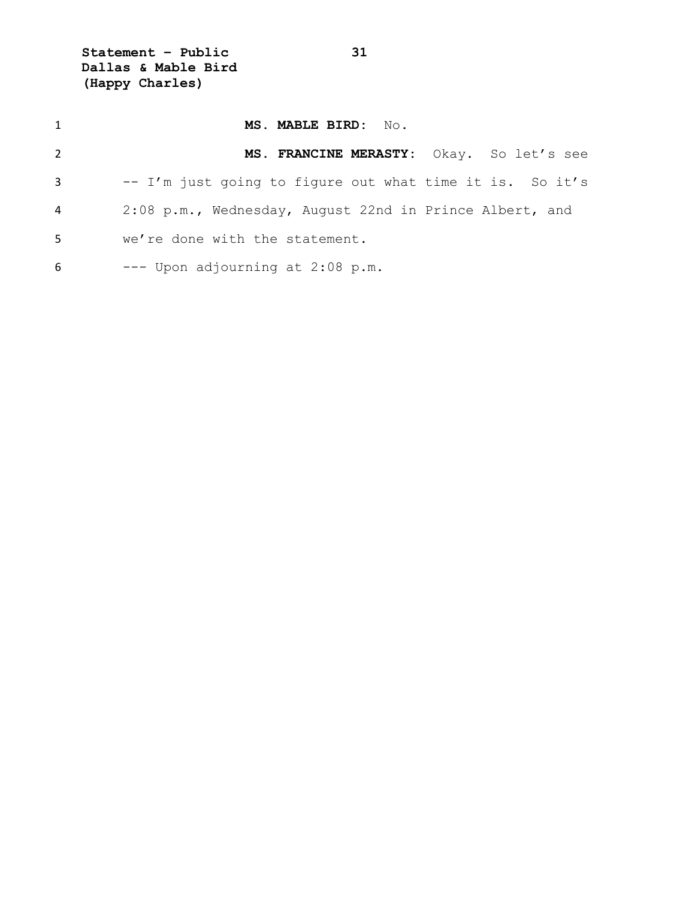**MS. MABLE BIRD:** No.

**MS. FRANCINE MERASTY:** Okay. So let's see -- I'm just going to figure out what time it is. So it's 2:08 p.m., Wednesday, August 22nd in Prince Albert, and we're done with the statement.

--- Upon adjourning at 2:08 p.m.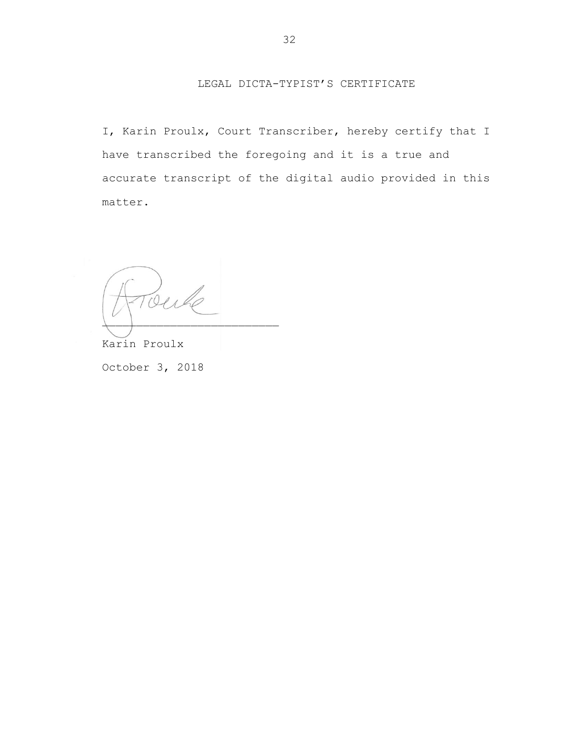# LEGAL DICTA-TYPIST'S CERTIFICATE

I, Karin Proulx, Court Transcriber, hereby certify that I have transcribed the foregoing and it is a true and accurate transcript of the digital audio provided in this matter.

\_\_\_\_\_\_\_\_\_\_\_\_\_\_\_\_\_\_\_\_\_\_\_\_\_\_

Karin Proulx

October 3, 2018